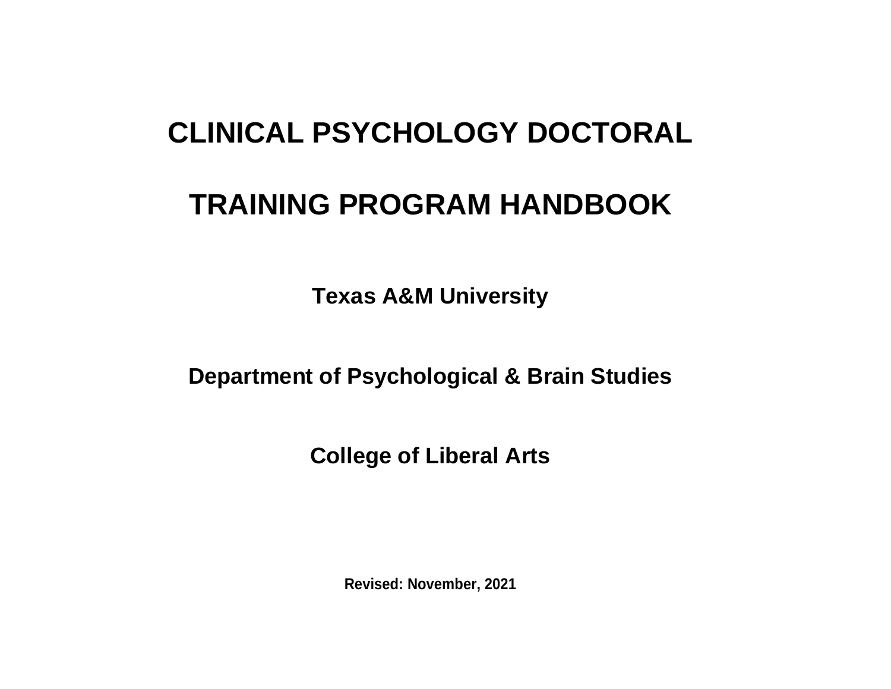# CLINICAL PSYCHOLOGY DOCTORAL

# TRAINING PROGRAM HANDBOOK

## Texas A&M University

## Department of Psychological & Brain Studies

## College of Liberal Arts

**Revised: November, 2021**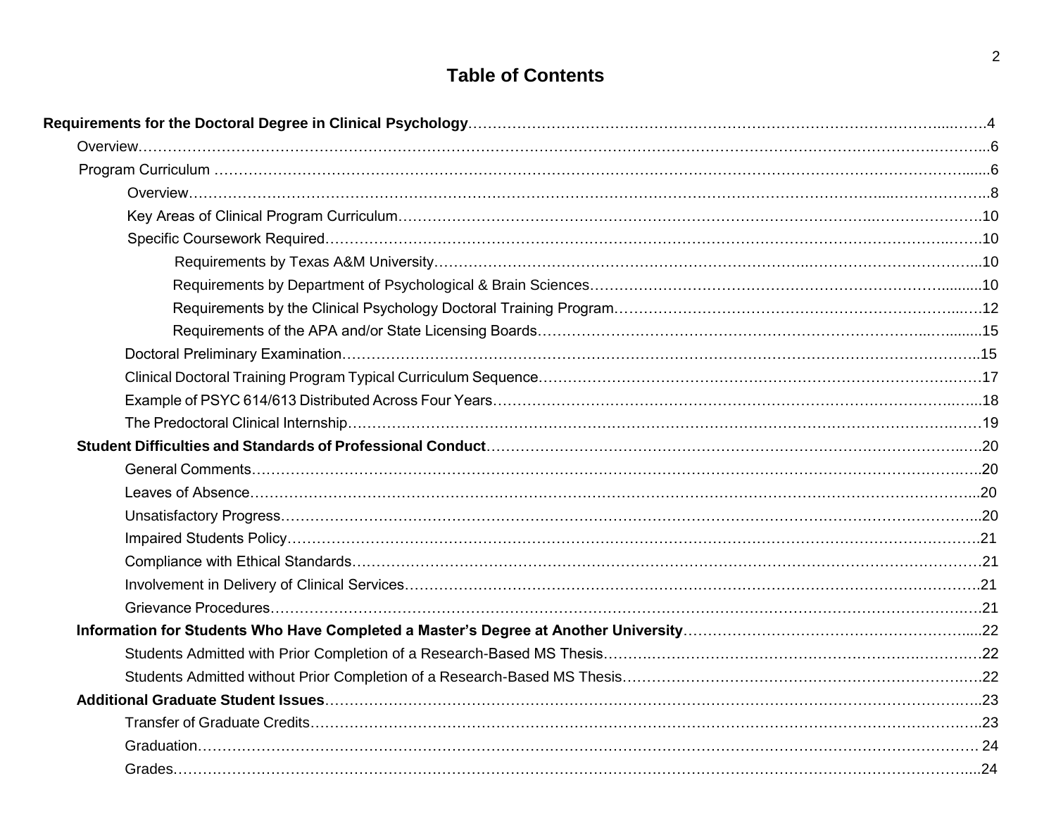# Table of Contents

**Requirements for the Doctoral Degree in Clinical Psychology** …… 4

- Overview …… 6
- Program Curriculum …… 6
  - Overview …… 8
  - Key Areas of Clinical Program Curriculum …… 10
  - Specific Coursework Required …… 10
    - Requirements by Texas A&M University …… 10
    - Requirements by Department of Psychological & Brain Sciences …… 10
    - Requirements by the Clinical Psychology Doctoral Training Program …… 12
    - Requirements of the APA and/or State Licensing Boards …… 15
  - Doctoral Preliminary Examination …… 15
  - Clinical Doctoral Training Program Typical Curriculum Sequence …… 17
  - Example of PSYC 614/613 Distributed Across Four Years …… 18
  - The Predoctoral Clinical Internship …… 19
- **Student Difficulties and Standards of Professional Conduct** …… 20
  - General Comments …… 20
  - Leaves of Absence …… 20
  - Unsatisfactory Progress …… 20
  - Impaired Students Policy …… 21
  - Compliance with Ethical Standards …… 21
  - Involvement in Delivery of Clinical Services …… 21
  - Grievance Procedures …… 21
- **Information for Students Who Have Completed a Master's Degree at Another University** …… 22
  - Students Admitted with Prior Completion of a Research-Based MS Thesis …… 22
  - Students Admitted without Prior Completion of a Research-Based MS Thesis …… 22
- **Additional Graduate Student Issues** …… 23
  - Transfer of Graduate Credits …… 23
  - Graduation …… 24
  - Grades …… 24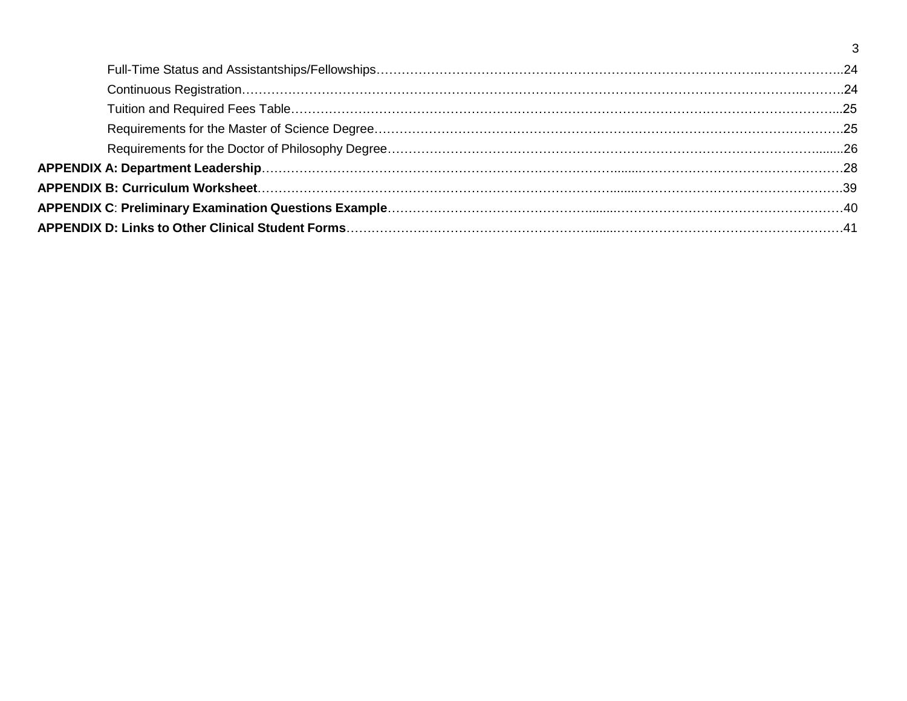- Full-Time Status and Assistantships/Fellowships……………………………………………………………………………………..24
- Continuous Registration……………………………………………………………………………………………………………..24
- Tuition and Required Fees Table…………………………………………………………………………………………………...25
- Requirements for the Master of Science Degree…………………………………………………………………………………..25
- Requirements for the Doctor of Philosophy Degree……………………………………………………………………………........26

**APPENDIX A: Department Leadership**……………………………………………………………………………………………………28

**APPENDIX B: Curriculum Worksheet**……………………………………………………………………………………………………39

**APPENDIX C**: **Preliminary Examination Questions Example**…………………………………………………………………………40

**APPENDIX D: Links to Other Clinical Student Forms**………………………………………………………………………………….41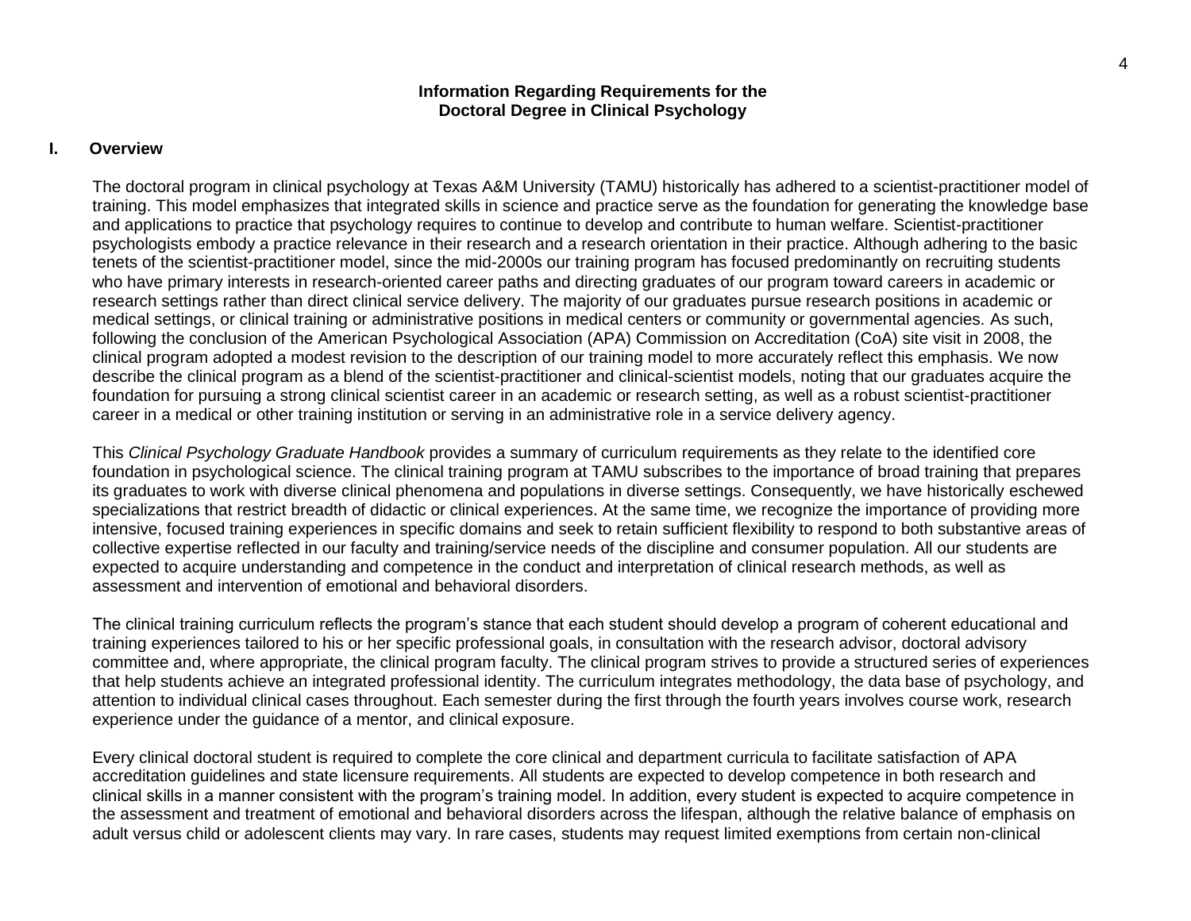**Information Regarding Requirements for the Doctoral Degree in Clinical Psychology**

## I. Overview

The doctoral program in clinical psychology at Texas A&M University (TAMU) historically has adhered to a scientist-practitioner model of training. This model emphasizes that integrated skills in science and practice serve as the foundation for generating the knowledge base and applications to practice that psychology requires to continue to develop and contribute to human welfare. Scientist-practitioner psychologists embody a practice relevance in their research and a research orientation in their practice. Although adhering to the basic tenets of the scientist-practitioner model, since the mid-2000s our training program has focused predominantly on recruiting students who have primary interests in research-oriented career paths and directing graduates of our program toward careers in academic or research settings rather than direct clinical service delivery. The majority of our graduates pursue research positions in academic or medical settings, or clinical training or administrative positions in medical centers or community or governmental agencies. As such, following the conclusion of the American Psychological Association (APA) Commission on Accreditation (CoA) site visit in 2008, the clinical program adopted a modest revision to the description of our training model to more accurately reflect this emphasis. We now describe the clinical program as a blend of the scientist-practitioner and clinical-scientist models, noting that our graduates acquire the foundation for pursuing a strong clinical scientist career in an academic or research setting, as well as a robust scientist-practitioner career in a medical or other training institution or serving in an administrative role in a service delivery agency.

This *Clinical Psychology Graduate Handbook* provides a summary of curriculum requirements as they relate to the identified core foundation in psychological science. The clinical training program at TAMU subscribes to the importance of broad training that prepares its graduates to work with diverse clinical phenomena and populations in diverse settings. Consequently, we have historically eschewed specializations that restrict breadth of didactic or clinical experiences. At the same time, we recognize the importance of providing more intensive, focused training experiences in specific domains and seek to retain sufficient flexibility to respond to both substantive areas of collective expertise reflected in our faculty and training/service needs of the discipline and consumer population. All our students are expected to acquire understanding and competence in the conduct and interpretation of clinical research methods, as well as assessment and intervention of emotional and behavioral disorders.

The clinical training curriculum reflects the program's stance that each student should develop a program of coherent educational and training experiences tailored to his or her specific professional goals, in consultation with the research advisor, doctoral advisory committee and, where appropriate, the clinical program faculty. The clinical program strives to provide a structured series of experiences that help students achieve an integrated professional identity. The curriculum integrates methodology, the data base of psychology, and attention to individual clinical cases throughout. Each semester during the first through the fourth years involves course work, research experience under the guidance of a mentor, and clinical exposure.

Every clinical doctoral student is required to complete the core clinical and department curricula to facilitate satisfaction of APA accreditation guidelines and state licensure requirements. All students are expected to develop competence in both research and clinical skills in a manner consistent with the program's training model. In addition, every student is expected to acquire competence in the assessment and treatment of emotional and behavioral disorders across the lifespan, although the relative balance of emphasis on adult versus child or adolescent clients may vary. In rare cases, students may request limited exemptions from certain non-clinical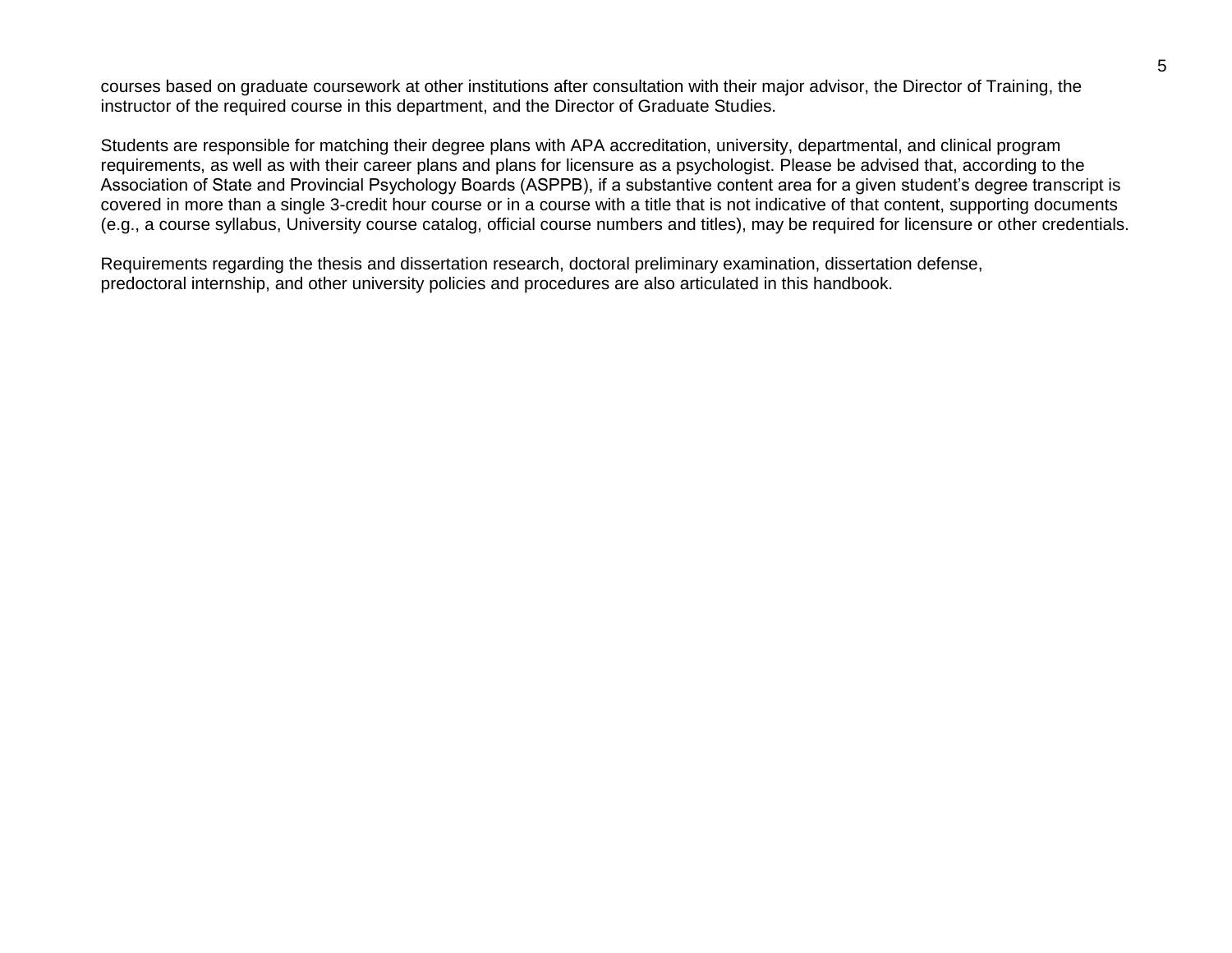courses based on graduate coursework at other institutions after consultation with their major advisor, the Director of Training, the instructor of the required course in this department, and the Director of Graduate Studies.

Students are responsible for matching their degree plans with APA accreditation, university, departmental, and clinical program requirements, as well as with their career plans and plans for licensure as a psychologist. Please be advised that, according to the Association of State and Provincial Psychology Boards (ASPPB), if a substantive content area for a given student's degree transcript is covered in more than a single 3-credit hour course or in a course with a title that is not indicative of that content, supporting documents (e.g., a course syllabus, University course catalog, official course numbers and titles), may be required for licensure or other credentials.

Requirements regarding the thesis and dissertation research, doctoral preliminary examination, dissertation defense, predoctoral internship, and other university policies and procedures are also articulated in this handbook.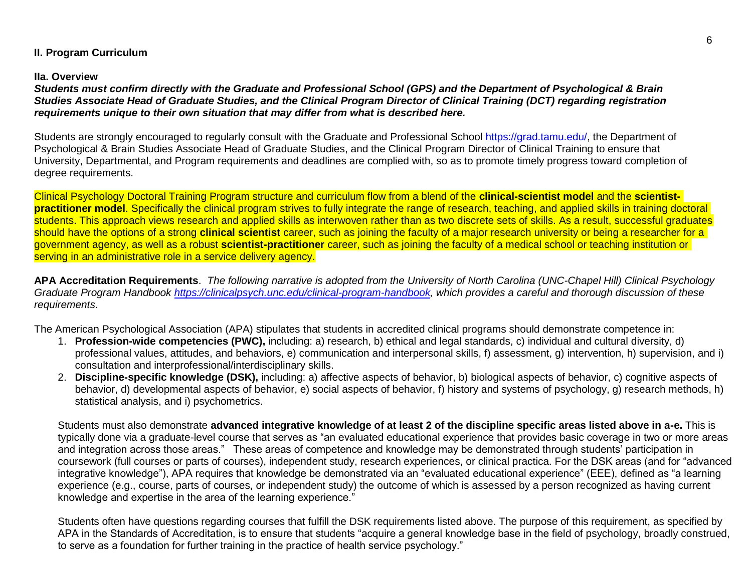## II. Program Curriculum

### IIa. Overview

***Students must confirm directly with the Graduate and Professional School (GPS) and the Department of Psychological & Brain Studies Associate Head of Graduate Studies, and the Clinical Program Director of Clinical Training (DCT) regarding registration requirements unique to their own situation that may differ from what is described here.***

Students are strongly encouraged to regularly consult with the Graduate and Professional School https://grad.tamu.edu/, the Department of Psychological & Brain Studies Associate Head of Graduate Studies, and the Clinical Program Director of Clinical Training to ensure that University, Departmental, and Program requirements and deadlines are complied with, so as to promote timely progress toward completion of degree requirements.

Clinical Psychology Doctoral Training Program structure and curriculum flow from a blend of the **clinical-scientist model** and the **scientist-practitioner model**. Specifically the clinical program strives to fully integrate the range of research, teaching, and applied skills in training doctoral students. This approach views research and applied skills as interwoven rather than as two discrete sets of skills. As a result, successful graduates should have the options of a strong **clinical scientist** career, such as joining the faculty of a major research university or being a researcher for a government agency, as well as a robust **scientist-practitioner** career, such as joining the faculty of a medical school or teaching institution or serving in an administrative role in a service delivery agency.

**APA Accreditation Requirements**. *The following narrative is adopted from the University of North Carolina (UNC-Chapel Hill) Clinical Psychology Graduate Program Handbook https://clinicalpsych.unc.edu/clinical-program-handbook, which provides a careful and thorough discussion of these requirements*.

The American Psychological Association (APA) stipulates that students in accredited clinical programs should demonstrate competence in:

1. **Profession-wide competencies (PWC),** including: a) research, b) ethical and legal standards, c) individual and cultural diversity, d) professional values, attitudes, and behaviors, e) communication and interpersonal skills, f) assessment, g) intervention, h) supervision, and i) consultation and interprofessional/interdisciplinary skills.
2. **Discipline-specific knowledge (DSK),** including: a) affective aspects of behavior, b) biological aspects of behavior, c) cognitive aspects of behavior, d) developmental aspects of behavior, e) social aspects of behavior, f) history and systems of psychology, g) research methods, h) statistical analysis, and i) psychometrics.

Students must also demonstrate **advanced integrative knowledge of at least 2 of the discipline specific areas listed above in a-e.** This is typically done via a graduate-level course that serves as "an evaluated educational experience that provides basic coverage in two or more areas and integration across those areas." These areas of competence and knowledge may be demonstrated through students' participation in coursework (full courses or parts of courses), independent study, research experiences, or clinical practica. For the DSK areas (and for "advanced integrative knowledge"), APA requires that knowledge be demonstrated via an "evaluated educational experience" (EEE), defined as "a learning experience (e.g., course, parts of courses, or independent study) the outcome of which is assessed by a person recognized as having current knowledge and expertise in the area of the learning experience."

Students often have questions regarding courses that fulfill the DSK requirements listed above. The purpose of this requirement, as specified by APA in the Standards of Accreditation, is to ensure that students "acquire a general knowledge base in the field of psychology, broadly construed, to serve as a foundation for further training in the practice of health service psychology."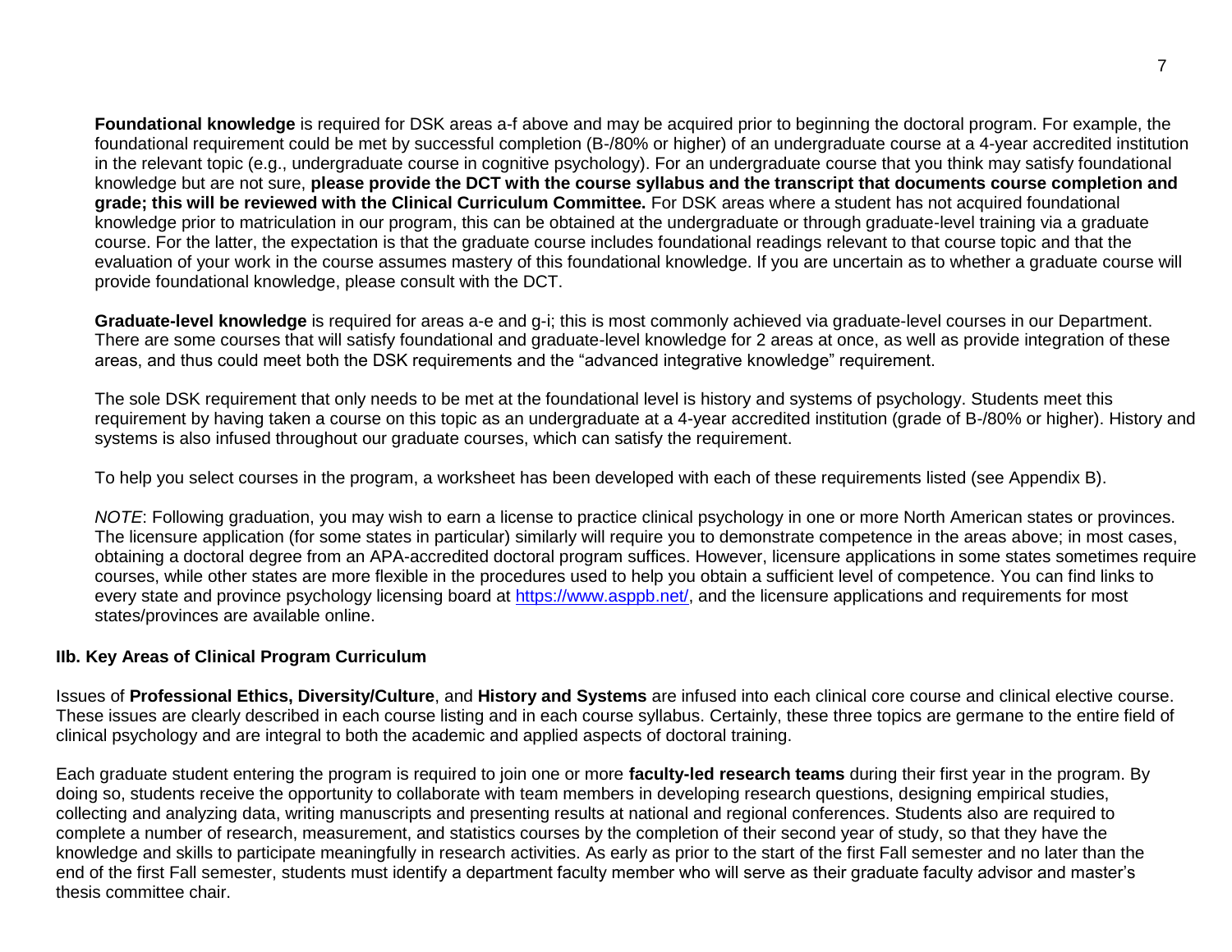**Foundational knowledge** is required for DSK areas a-f above and may be acquired prior to beginning the doctoral program. For example, the foundational requirement could be met by successful completion (B-/80% or higher) of an undergraduate course at a 4-year accredited institution in the relevant topic (e.g., undergraduate course in cognitive psychology). For an undergraduate course that you think may satisfy foundational knowledge but are not sure, **please provide the DCT with the course syllabus and the transcript that documents course completion and grade; this will be reviewed with the Clinical Curriculum Committee.** For DSK areas where a student has not acquired foundational knowledge prior to matriculation in our program, this can be obtained at the undergraduate or through graduate-level training via a graduate course. For the latter, the expectation is that the graduate course includes foundational readings relevant to that course topic and that the evaluation of your work in the course assumes mastery of this foundational knowledge. If you are uncertain as to whether a graduate course will provide foundational knowledge, please consult with the DCT.

**Graduate-level knowledge** is required for areas a-e and g-i; this is most commonly achieved via graduate-level courses in our Department. There are some courses that will satisfy foundational and graduate-level knowledge for 2 areas at once, as well as provide integration of these areas, and thus could meet both the DSK requirements and the "advanced integrative knowledge" requirement.

The sole DSK requirement that only needs to be met at the foundational level is history and systems of psychology. Students meet this requirement by having taken a course on this topic as an undergraduate at a 4-year accredited institution (grade of B-/80% or higher). History and systems is also infused throughout our graduate courses, which can satisfy the requirement.

To help you select courses in the program, a worksheet has been developed with each of these requirements listed (see Appendix B).

*NOTE*: Following graduation, you may wish to earn a license to practice clinical psychology in one or more North American states or provinces. The licensure application (for some states in particular) similarly will require you to demonstrate competence in the areas above; in most cases, obtaining a doctoral degree from an APA-accredited doctoral program suffices. However, licensure applications in some states sometimes require courses, while other states are more flexible in the procedures used to help you obtain a sufficient level of competence. You can find links to every state and province psychology licensing board at https://www.asppb.net/, and the licensure applications and requirements for most states/provinces are available online.

### IIb. Key Areas of Clinical Program Curriculum

Issues of **Professional Ethics, Diversity/Culture**, and **History and Systems** are infused into each clinical core course and clinical elective course. These issues are clearly described in each course listing and in each course syllabus. Certainly, these three topics are germane to the entire field of clinical psychology and are integral to both the academic and applied aspects of doctoral training.

Each graduate student entering the program is required to join one or more **faculty-led research teams** during their first year in the program. By doing so, students receive the opportunity to collaborate with team members in developing research questions, designing empirical studies, collecting and analyzing data, writing manuscripts and presenting results at national and regional conferences. Students also are required to complete a number of research, measurement, and statistics courses by the completion of their second year of study, so that they have the knowledge and skills to participate meaningfully in research activities. As early as prior to the start of the first Fall semester and no later than the end of the first Fall semester, students must identify a department faculty member who will serve as their graduate faculty advisor and master's thesis committee chair.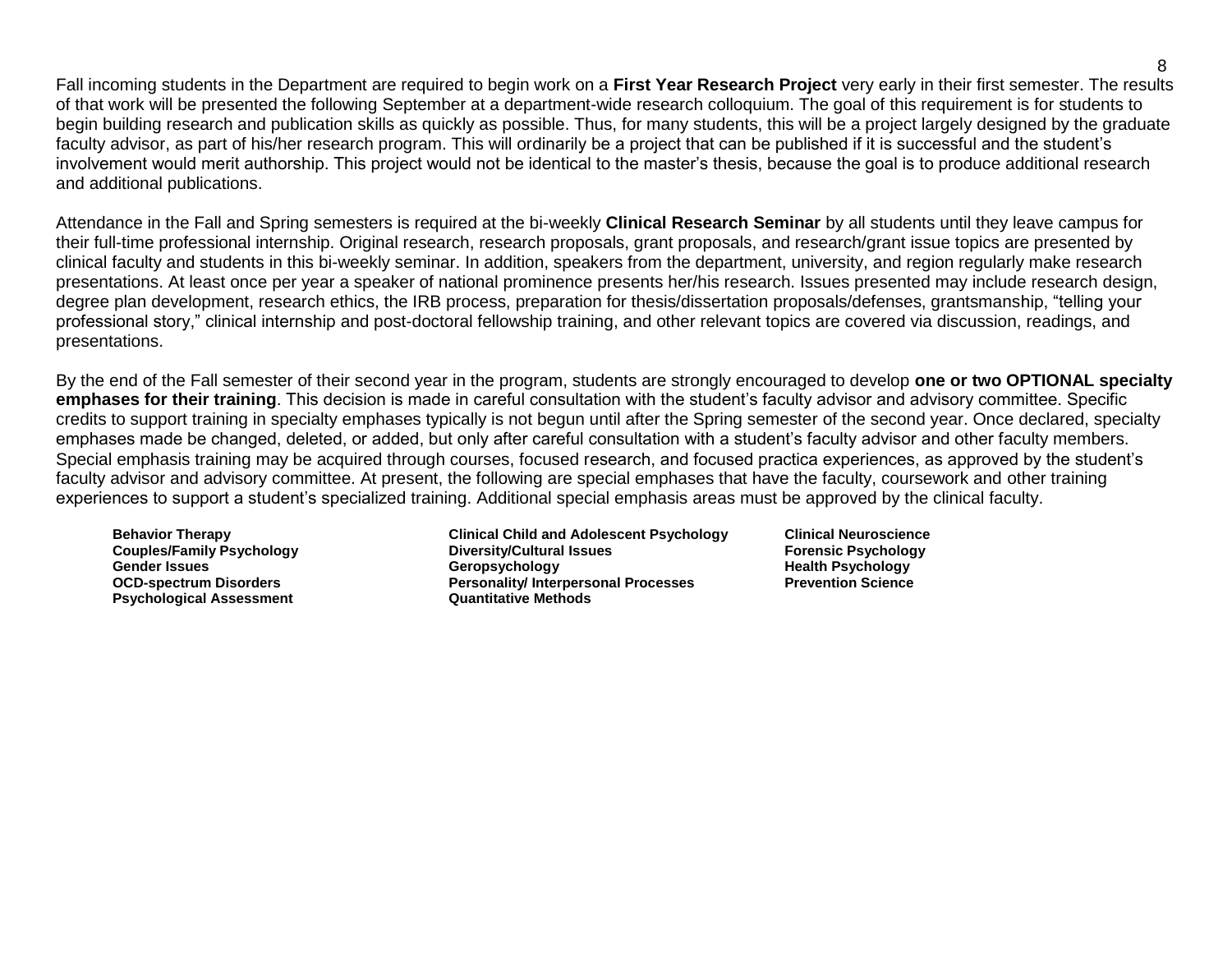Fall incoming students in the Department are required to begin work on a **First Year Research Project** very early in their first semester. The results of that work will be presented the following September at a department-wide research colloquium. The goal of this requirement is for students to begin building research and publication skills as quickly as possible. Thus, for many students, this will be a project largely designed by the graduate faculty advisor, as part of his/her research program. This will ordinarily be a project that can be published if it is successful and the student's involvement would merit authorship. This project would not be identical to the master's thesis, because the goal is to produce additional research and additional publications.

Attendance in the Fall and Spring semesters is required at the bi-weekly **Clinical Research Seminar** by all students until they leave campus for their full-time professional internship. Original research, research proposals, grant proposals, and research/grant issue topics are presented by clinical faculty and students in this bi-weekly seminar. In addition, speakers from the department, university, and region regularly make research presentations. At least once per year a speaker of national prominence presents her/his research. Issues presented may include research design, degree plan development, research ethics, the IRB process, preparation for thesis/dissertation proposals/defenses, grantsmanship, "telling your professional story," clinical internship and post-doctoral fellowship training, and other relevant topics are covered via discussion, readings, and presentations.

By the end of the Fall semester of their second year in the program, students are strongly encouraged to develop **one or two OPTIONAL specialty emphases for their training**. This decision is made in careful consultation with the student's faculty advisor and advisory committee. Specific credits to support training in specialty emphases typically is not begun until after the Spring semester of the second year. Once declared, specialty emphases made be changed, deleted, or added, but only after careful consultation with a student's faculty advisor and other faculty members. Special emphasis training may be acquired through courses, focused research, and focused practica experiences, as approved by the student's faculty advisor and advisory committee. At present, the following are special emphases that have the faculty, coursework and other training experiences to support a student's specialized training. Additional special emphasis areas must be approved by the clinical faculty.

- **Behavior Therapy**
- **Clinical Child and Adolescent Psychology**
- **Clinical Neuroscience**
- **Couples/Family Psychology**
- **Diversity/Cultural Issues**
- **Forensic Psychology**
- **Gender Issues**
- **Geropsychology**
- **Health Psychology**
- **OCD-spectrum Disorders**
- **Personality/ Interpersonal Processes**
- **Prevention Science**
- **Psychological Assessment**
- **Quantitative Methods**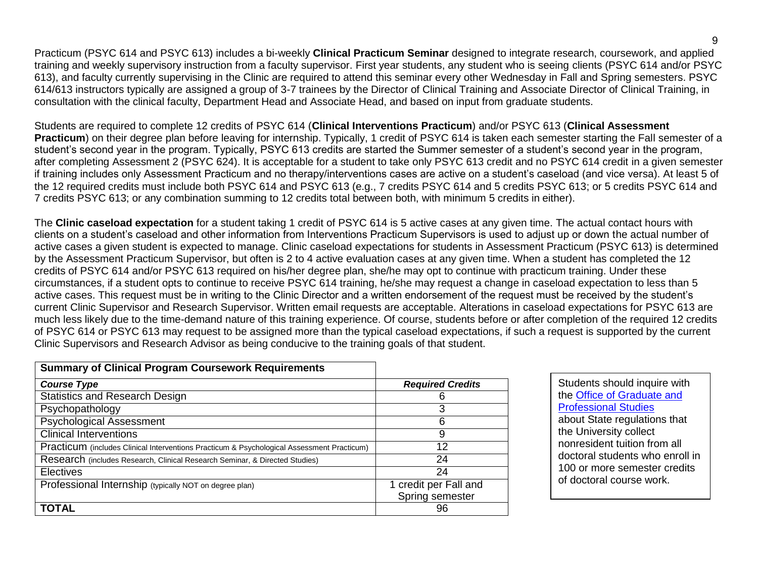Practicum (PSYC 614 and PSYC 613) includes a bi-weekly **Clinical Practicum Seminar** designed to integrate research, coursework, and applied training and weekly supervisory instruction from a faculty supervisor. First year students, any student who is seeing clients (PSYC 614 and/or PSYC 613), and faculty currently supervising in the Clinic are required to attend this seminar every other Wednesday in Fall and Spring semesters. PSYC 614/613 instructors typically are assigned a group of 3-7 trainees by the Director of Clinical Training and Associate Director of Clinical Training, in consultation with the clinical faculty, Department Head and Associate Head, and based on input from graduate students.

Students are required to complete 12 credits of PSYC 614 (**Clinical Interventions Practicum**) and/or PSYC 613 (**Clinical Assessment Practicum**) on their degree plan before leaving for internship. Typically, 1 credit of PSYC 614 is taken each semester starting the Fall semester of a student's second year in the program. Typically, PSYC 613 credits are started the Summer semester of a student's second year in the program, after completing Assessment 2 (PSYC 624). It is acceptable for a student to take only PSYC 613 credit and no PSYC 614 credit in a given semester if training includes only Assessment Practicum and no therapy/interventions cases are active on a student's caseload (and vice versa). At least 5 of the 12 required credits must include both PSYC 614 and PSYC 613 (e.g., 7 credits PSYC 614 and 5 credits PSYC 613; or 5 credits PSYC 614 and 7 credits PSYC 613; or any combination summing to 12 credits total between both, with minimum 5 credits in either).

The **Clinic caseload expectation** for a student taking 1 credit of PSYC 614 is 5 active cases at any given time. The actual contact hours with clients on a student's caseload and other information from Interventions Practicum Supervisors is used to adjust up or down the actual number of active cases a given student is expected to manage. Clinic caseload expectations for students in Assessment Practicum (PSYC 613) is determined by the Assessment Practicum Supervisor, but often is 2 to 4 active evaluation cases at any given time. When a student has completed the 12 credits of PSYC 614 and/or PSYC 613 required on his/her degree plan, she/he may opt to continue with practicum training. Under these circumstances, if a student opts to continue to receive PSYC 614 training, he/she may request a change in caseload expectation to less than 5 active cases. This request must be in writing to the Clinic Director and a written endorsement of the request must be received by the student's current Clinic Supervisor and Research Supervisor. Written email requests are acceptable. Alterations in caseload expectations for PSYC 613 are much less likely due to the time-demand nature of this training experience. Of course, students before or after completion of the required 12 credits of PSYC 614 or PSYC 613 may request to be assigned more than the typical caseload expectations, if such a request is supported by the current Clinic Supervisors and Research Advisor as being conducive to the training goals of that student.

| **Summary of Clinical Program Coursework Requirements** | |
|---|---|
| ***Course Type*** | ***Required Credits*** |
| Statistics and Research Design | 6 |
| Psychopathology | 3 |
| Psychological Assessment | 6 |
| Clinical Interventions | 9 |
| Practicum (includes Clinical Interventions Practicum & Psychological Assessment Practicum) | 12 |
| Research (includes Research, Clinical Research Seminar, & Directed Studies) | 24 |
| Electives | 24 |
| Professional Internship (typically NOT on degree plan) | 1 credit per Fall and Spring semester |
| **TOTAL** | 96 |

Students should inquire with the [Office of Graduate and Professional Studies](#) about State regulations that the University collect nonresident tuition from all doctoral students who enroll in 100 or more semester credits of doctoral course work.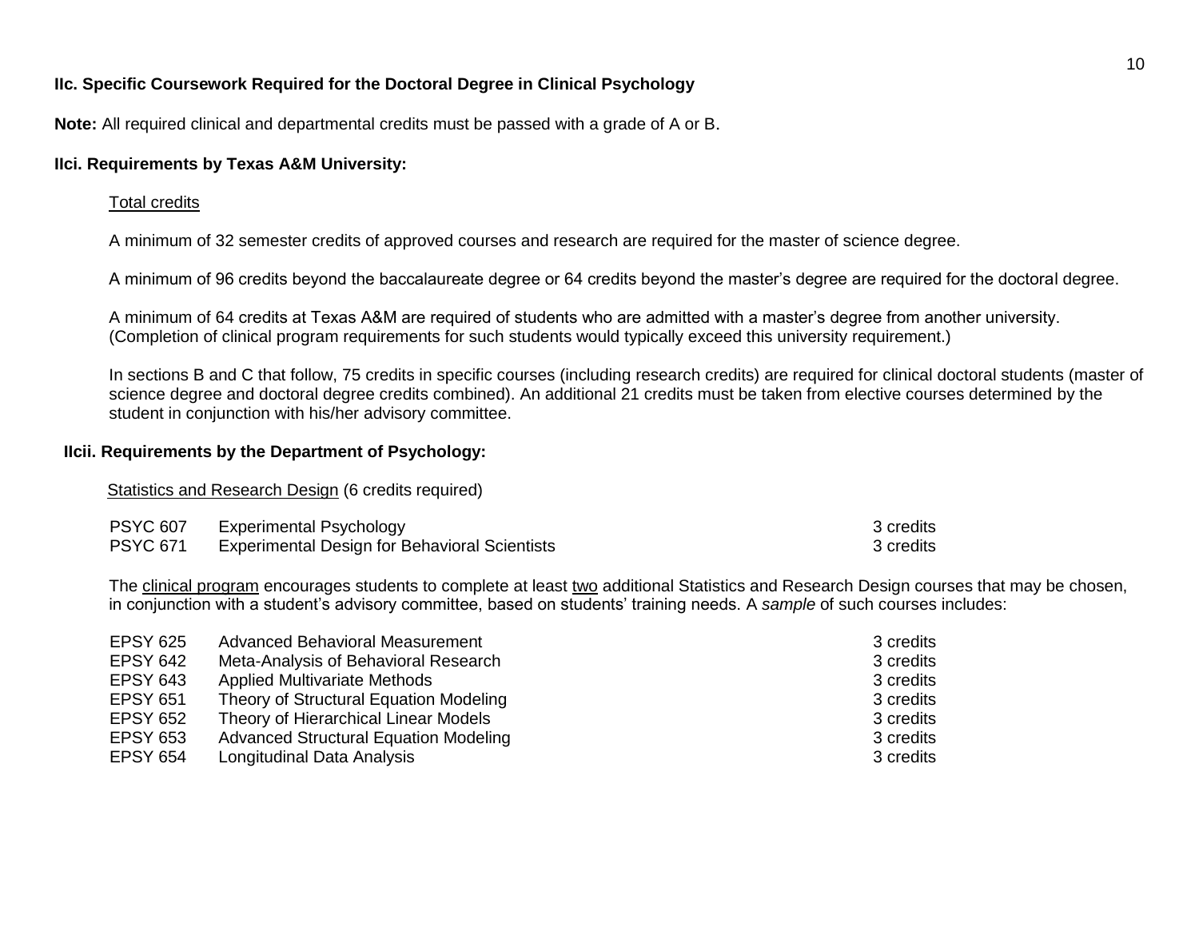### IIc. Specific Coursework Required for the Doctoral Degree in Clinical Psychology

**Note:** All required clinical and departmental credits must be passed with a grade of A or B.

### IIci. Requirements by Texas A&M University:

Total credits

A minimum of 32 semester credits of approved courses and research are required for the master of science degree.

A minimum of 96 credits beyond the baccalaureate degree or 64 credits beyond the master's degree are required for the doctoral degree.

A minimum of 64 credits at Texas A&M are required of students who are admitted with a master's degree from another university. (Completion of clinical program requirements for such students would typically exceed this university requirement.)

In sections B and C that follow, 75 credits in specific courses (including research credits) are required for clinical doctoral students (master of science degree and doctoral degree credits combined). An additional 21 credits must be taken from elective courses determined by the student in conjunction with his/her advisory committee.

### IIcii. Requirements by the Department of Psychology:

Statistics and Research Design (6 credits required)

| Course | Title | Credits |
|---|---|---|
| PSYC 607 | Experimental Psychology | 3 credits |
| PSYC 671 | Experimental Design for Behavioral Scientists | 3 credits |

The clinical program encourages students to complete at least two additional Statistics and Research Design courses that may be chosen, in conjunction with a student's advisory committee, based on students' training needs. A *sample* of such courses includes:

| Course | Title | Credits |
|---|---|---|
| EPSY 625 | Advanced Behavioral Measurement | 3 credits |
| EPSY 642 | Meta-Analysis of Behavioral Research | 3 credits |
| EPSY 643 | Applied Multivariate Methods | 3 credits |
| EPSY 651 | Theory of Structural Equation Modeling | 3 credits |
| EPSY 652 | Theory of Hierarchical Linear Models | 3 credits |
| EPSY 653 | Advanced Structural Equation Modeling | 3 credits |
| EPSY 654 | Longitudinal Data Analysis | 3 credits |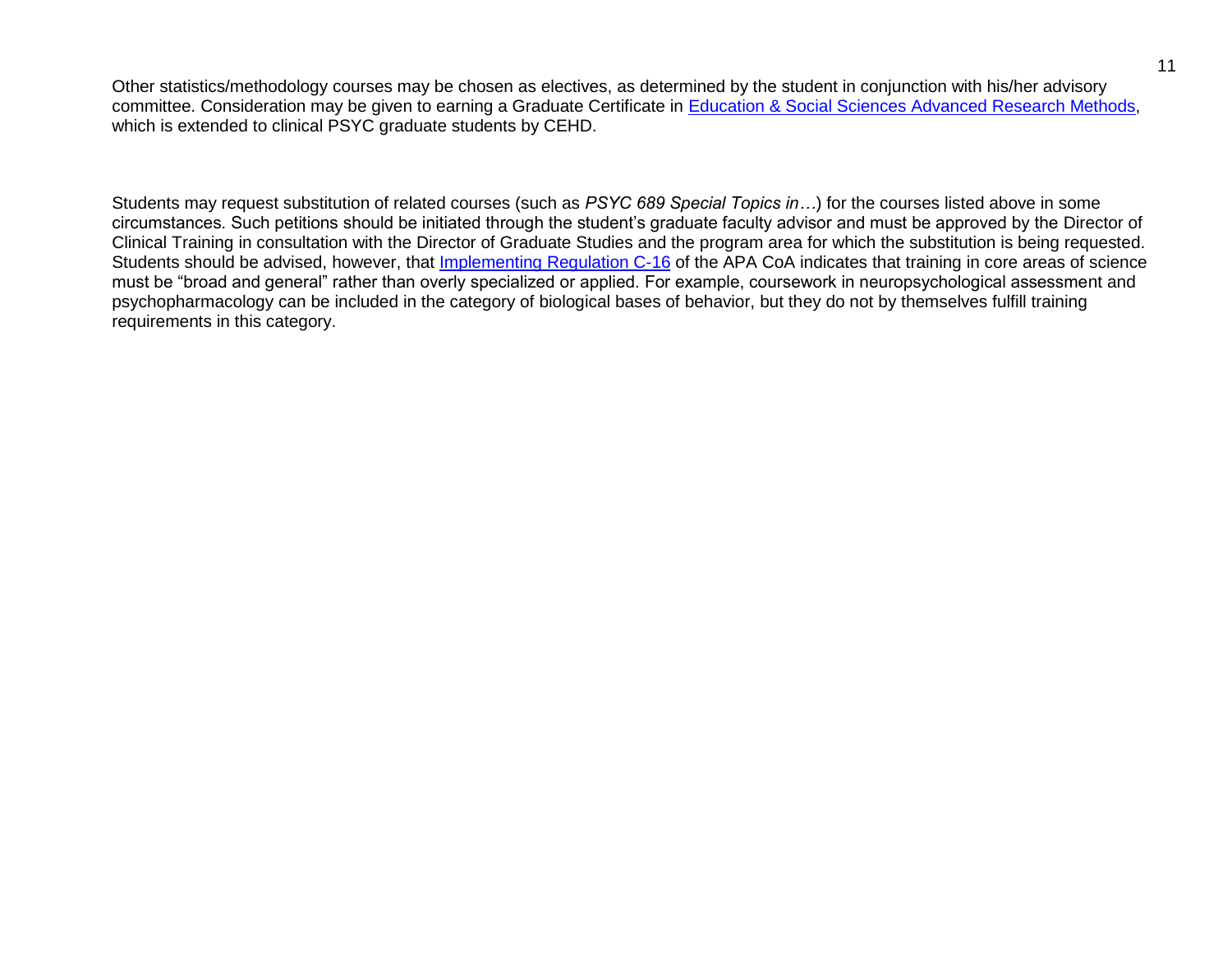Other statistics/methodology courses may be chosen as electives, as determined by the student in conjunction with his/her advisory committee. Consideration may be given to earning a Graduate Certificate in Education & Social Sciences Advanced Research Methods, which is extended to clinical PSYC graduate students by CEHD.

Students may request substitution of related courses (such as *PSYC 689 Special Topics in…*) for the courses listed above in some circumstances. Such petitions should be initiated through the student's graduate faculty advisor and must be approved by the Director of Clinical Training in consultation with the Director of Graduate Studies and the program area for which the substitution is being requested. Students should be advised, however, that Implementing Regulation C-16 of the APA CoA indicates that training in core areas of science must be "broad and general" rather than overly specialized or applied. For example, coursework in neuropsychological assessment and psychopharmacology can be included in the category of biological bases of behavior, but they do not by themselves fulfill training requirements in this category.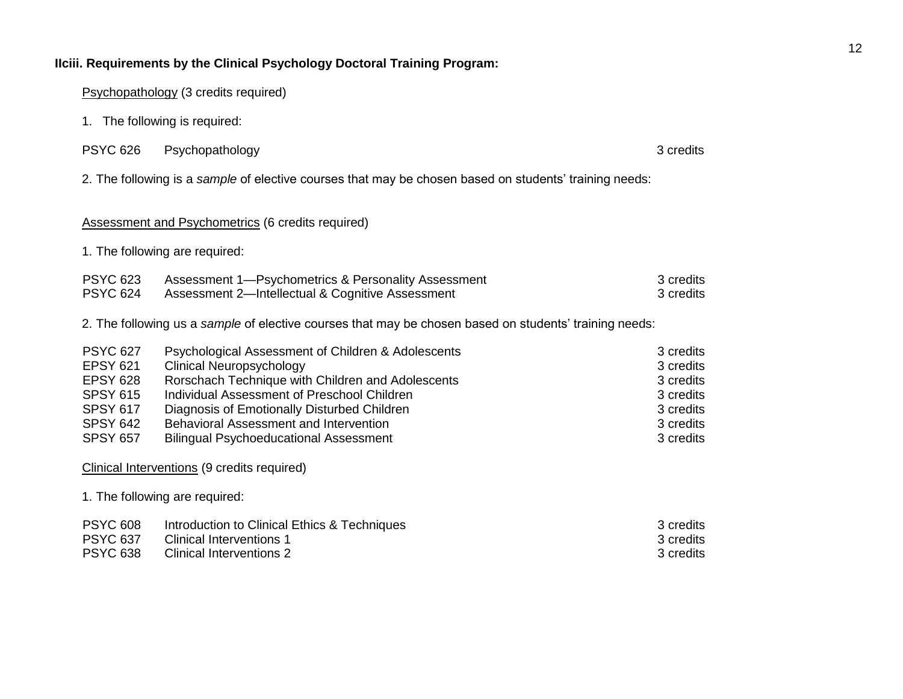**IIciii. Requirements by the Clinical Psychology Doctoral Training Program:**

Psychopathology (3 credits required)

1. The following is required:

| | | |
|---|---|---|
| PSYC 626 | Psychopathology | 3 credits |

2. The following is a *sample* of elective courses that may be chosen based on students' training needs:

Assessment and Psychometrics (6 credits required)

1. The following are required:

| | | |
|---|---|---|
| PSYC 623 | Assessment 1—Psychometrics & Personality Assessment | 3 credits |
| PSYC 624 | Assessment 2—Intellectual & Cognitive Assessment | 3 credits |

2. The following us a *sample* of elective courses that may be chosen based on students' training needs:

| | | |
|---|---|---|
| PSYC 627 | Psychological Assessment of Children & Adolescents | 3 credits |
| EPSY 621 | Clinical Neuropsychology | 3 credits |
| EPSY 628 | Rorschach Technique with Children and Adolescents | 3 credits |
| SPSY 615 | Individual Assessment of Preschool Children | 3 credits |
| SPSY 617 | Diagnosis of Emotionally Disturbed Children | 3 credits |
| SPSY 642 | Behavioral Assessment and Intervention | 3 credits |
| SPSY 657 | Bilingual Psychoeducational Assessment | 3 credits |

Clinical Interventions (9 credits required)

1. The following are required:

| | | |
|---|---|---|
| PSYC 608 | Introduction to Clinical Ethics & Techniques | 3 credits |
| PSYC 637 | Clinical Interventions 1 | 3 credits |
| PSYC 638 | Clinical Interventions 2 | 3 credits |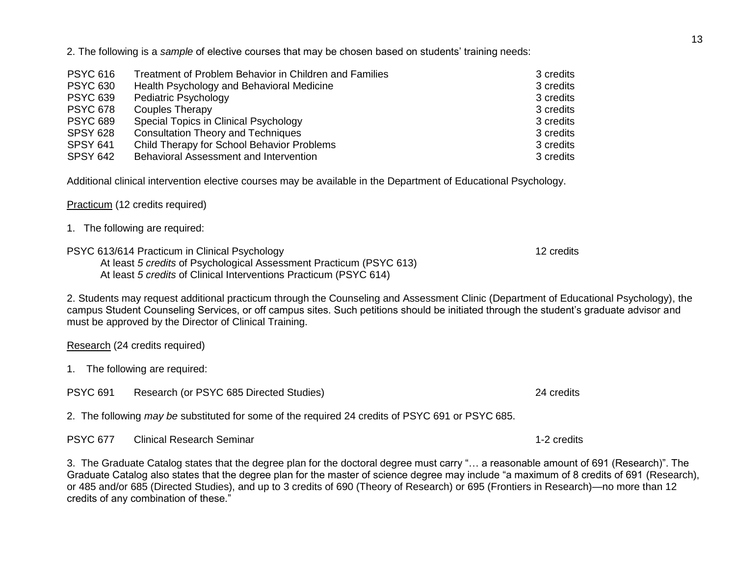2. The following is a *sample* of elective courses that may be chosen based on students' training needs:

| | | |
|---|---|---|
| PSYC 616 | Treatment of Problem Behavior in Children and Families | 3 credits |
| PSYC 630 | Health Psychology and Behavioral Medicine | 3 credits |
| PSYC 639 | Pediatric Psychology | 3 credits |
| PSYC 678 | Couples Therapy | 3 credits |
| PSYC 689 | Special Topics in Clinical Psychology | 3 credits |
| SPSY 628 | Consultation Theory and Techniques | 3 credits |
| SPSY 641 | Child Therapy for School Behavior Problems | 3 credits |
| SPSY 642 | Behavioral Assessment and Intervention | 3 credits |

Additional clinical intervention elective courses may be available in the Department of Educational Psychology.

<u>Practicum</u> (12 credits required)

1. The following are required:

PSYC 613/614 Practicum in Clinical Psychology — 12 credits

- At least *5 credits* of Psychological Assessment Practicum (PSYC 613)
- At least *5 credits* of Clinical Interventions Practicum (PSYC 614)

2. Students may request additional practicum through the Counseling and Assessment Clinic (Department of Educational Psychology), the campus Student Counseling Services, or off campus sites. Such petitions should be initiated through the student's graduate advisor and must be approved by the Director of Clinical Training.

<u>Research</u> (24 credits required)

1. The following are required:

| | | |
|---|---|---|
| PSYC 691 | Research (or PSYC 685 Directed Studies) | 24 credits |

2. The following *may be* substituted for some of the required 24 credits of PSYC 691 or PSYC 685.

| | | |
|---|---|---|
| PSYC 677 | Clinical Research Seminar | 1-2 credits |

3. The Graduate Catalog states that the degree plan for the doctoral degree must carry "… a reasonable amount of 691 (Research)". The Graduate Catalog also states that the degree plan for the master of science degree may include "a maximum of 8 credits of 691 (Research), or 485 and/or 685 (Directed Studies), and up to 3 credits of 690 (Theory of Research) or 695 (Frontiers in Research)—no more than 12 credits of any combination of these."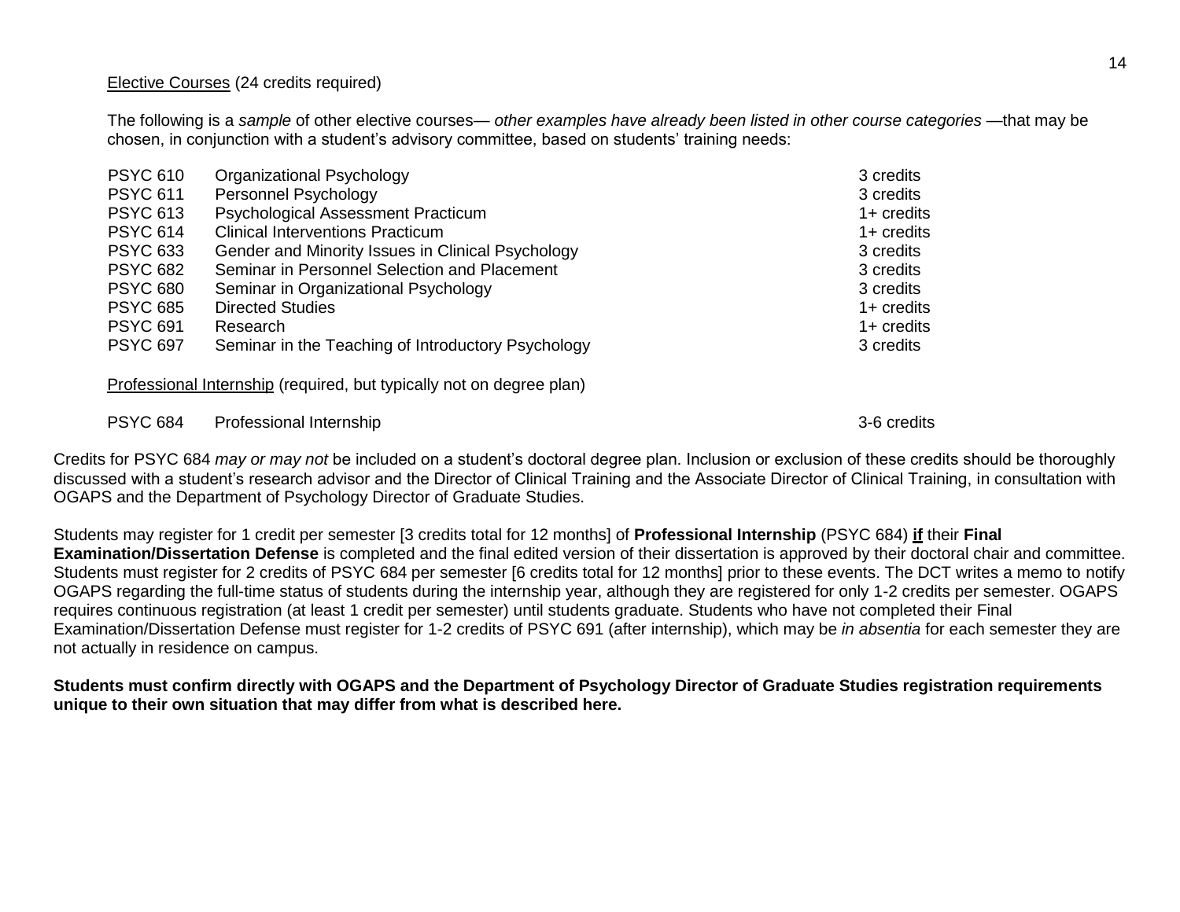<u>Elective Courses</u> (24 credits required)

The following is a *sample* of other elective courses— *other examples have already been listed in other course categories* —that may be chosen, in conjunction with a student's advisory committee, based on students' training needs:

| Course | Title | Credits |
|---|---|---|
| PSYC 610 | Organizational Psychology | 3 credits |
| PSYC 611 | Personnel Psychology | 3 credits |
| PSYC 613 | Psychological Assessment Practicum | 1+ credits |
| PSYC 614 | Clinical Interventions Practicum | 1+ credits |
| PSYC 633 | Gender and Minority Issues in Clinical Psychology | 3 credits |
| PSYC 682 | Seminar in Personnel Selection and Placement | 3 credits |
| PSYC 680 | Seminar in Organizational Psychology | 3 credits |
| PSYC 685 | Directed Studies | 1+ credits |
| PSYC 691 | Research | 1+ credits |
| PSYC 697 | Seminar in the Teaching of Introductory Psychology | 3 credits |

<u>Professional Internship</u> (required, but typically not on degree plan)

| Course | Title | Credits |
|---|---|---|
| PSYC 684 | Professional Internship | 3-6 credits |

Credits for PSYC 684 *may or may not* be included on a student's doctoral degree plan. Inclusion or exclusion of these credits should be thoroughly discussed with a student's research advisor and the Director of Clinical Training and the Associate Director of Clinical Training, in consultation with OGAPS and the Department of Psychology Director of Graduate Studies.

Students may register for 1 credit per semester [3 credits total for 12 months] of **Professional Internship** (PSYC 684) **<u>if</u>** their **Final Examination/Dissertation Defense** is completed and the final edited version of their dissertation is approved by their doctoral chair and committee. Students must register for 2 credits of PSYC 684 per semester [6 credits total for 12 months] prior to these events. The DCT writes a memo to notify OGAPS regarding the full-time status of students during the internship year, although they are registered for only 1-2 credits per semester. OGAPS requires continuous registration (at least 1 credit per semester) until students graduate. Students who have not completed their Final Examination/Dissertation Defense must register for 1-2 credits of PSYC 691 (after internship), which may be *in absentia* for each semester they are not actually in residence on campus.

**Students must confirm directly with OGAPS and the Department of Psychology Director of Graduate Studies registration requirements unique to their own situation that may differ from what is described here.**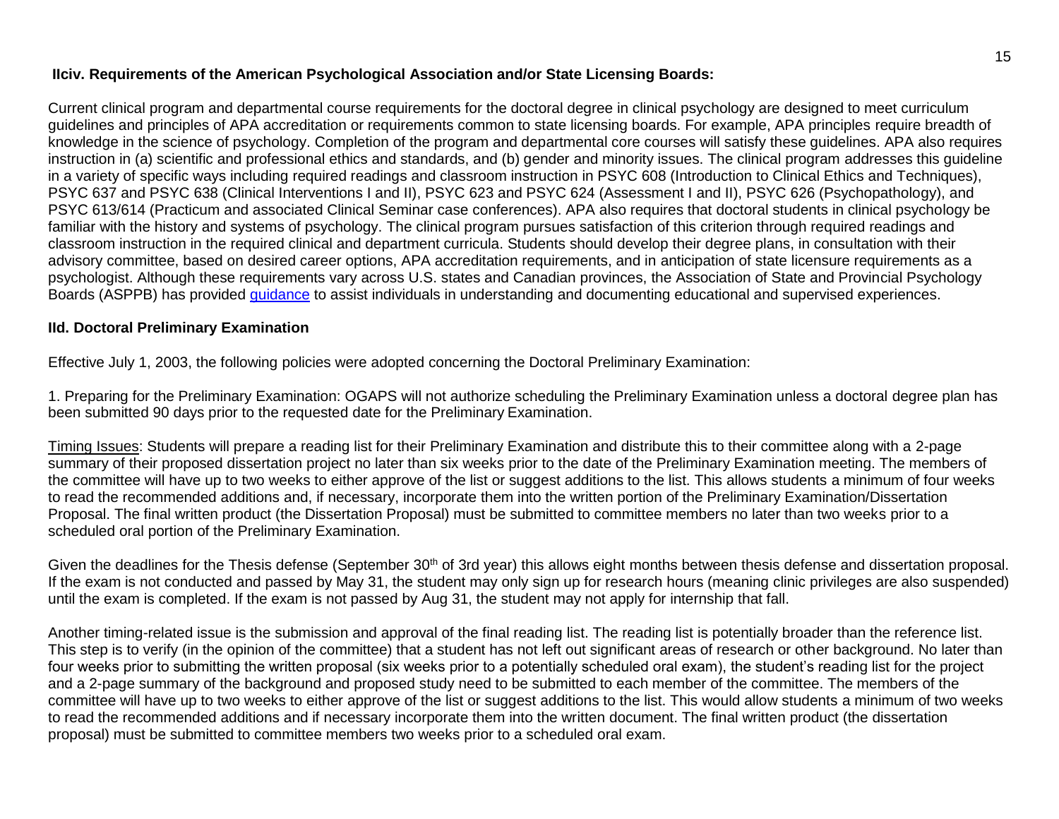### IIciv. Requirements of the American Psychological Association and/or State Licensing Boards:

Current clinical program and departmental course requirements for the doctoral degree in clinical psychology are designed to meet curriculum guidelines and principles of APA accreditation or requirements common to state licensing boards. For example, APA principles require breadth of knowledge in the science of psychology. Completion of the program and departmental core courses will satisfy these guidelines. APA also requires instruction in (a) scientific and professional ethics and standards, and (b) gender and minority issues. The clinical program addresses this guideline in a variety of specific ways including required readings and classroom instruction in PSYC 608 (Introduction to Clinical Ethics and Techniques), PSYC 637 and PSYC 638 (Clinical Interventions I and II), PSYC 623 and PSYC 624 (Assessment I and II), PSYC 626 (Psychopathology), and PSYC 613/614 (Practicum and associated Clinical Seminar case conferences). APA also requires that doctoral students in clinical psychology be familiar with the history and systems of psychology. The clinical program pursues satisfaction of this criterion through required readings and classroom instruction in the required clinical and department curricula. Students should develop their degree plans, in consultation with their advisory committee, based on desired career options, APA accreditation requirements, and in anticipation of state licensure requirements as a psychologist. Although these requirements vary across U.S. states and Canadian provinces, the Association of State and Provincial Psychology Boards (ASPPB) has provided guidance to assist individuals in understanding and documenting educational and supervised experiences.

### IId. Doctoral Preliminary Examination

Effective July 1, 2003, the following policies were adopted concerning the Doctoral Preliminary Examination:

1. Preparing for the Preliminary Examination: OGAPS will not authorize scheduling the Preliminary Examination unless a doctoral degree plan has been submitted 90 days prior to the requested date for the Preliminary Examination.

Timing Issues: Students will prepare a reading list for their Preliminary Examination and distribute this to their committee along with a 2-page summary of their proposed dissertation project no later than six weeks prior to the date of the Preliminary Examination meeting. The members of the committee will have up to two weeks to either approve of the list or suggest additions to the list. This allows students a minimum of four weeks to read the recommended additions and, if necessary, incorporate them into the written portion of the Preliminary Examination/Dissertation Proposal. The final written product (the Dissertation Proposal) must be submitted to committee members no later than two weeks prior to a scheduled oral portion of the Preliminary Examination.

Given the deadlines for the Thesis defense (September 30th of 3rd year) this allows eight months between thesis defense and dissertation proposal. If the exam is not conducted and passed by May 31, the student may only sign up for research hours (meaning clinic privileges are also suspended) until the exam is completed. If the exam is not passed by Aug 31, the student may not apply for internship that fall.

Another timing-related issue is the submission and approval of the final reading list. The reading list is potentially broader than the reference list. This step is to verify (in the opinion of the committee) that a student has not left out significant areas of research or other background. No later than four weeks prior to submitting the written proposal (six weeks prior to a potentially scheduled oral exam), the student's reading list for the project and a 2-page summary of the background and proposed study need to be submitted to each member of the committee. The members of the committee will have up to two weeks to either approve of the list or suggest additions to the list. This would allow students a minimum of two weeks to read the recommended additions and if necessary incorporate them into the written document. The final written product (the dissertation proposal) must be submitted to committee members two weeks prior to a scheduled oral exam.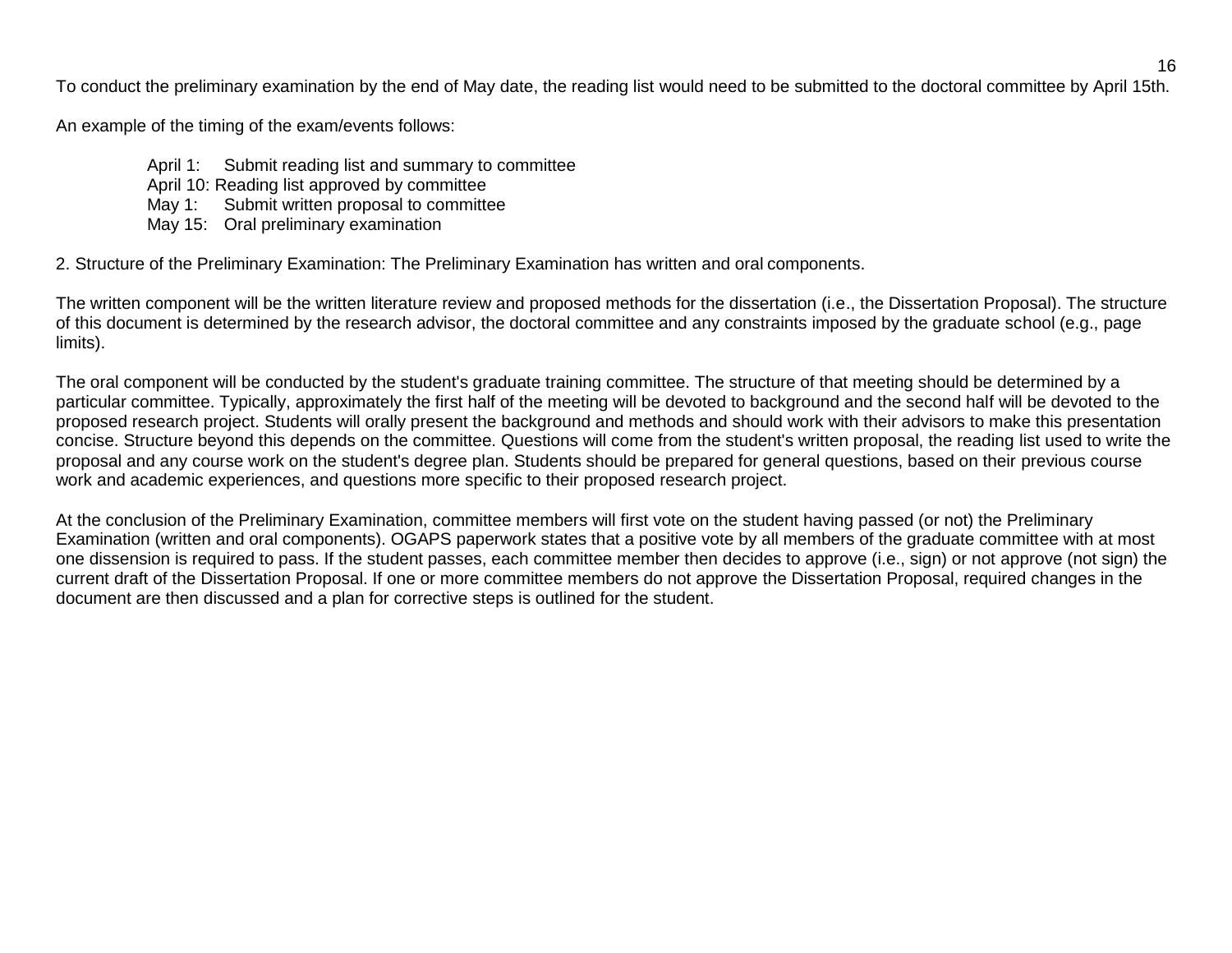To conduct the preliminary examination by the end of May date, the reading list would need to be submitted to the doctoral committee by April 15th.

An example of the timing of the exam/events follows:

- April 1: Submit reading list and summary to committee
- April 10: Reading list approved by committee
- May 1: Submit written proposal to committee
- May 15: Oral preliminary examination

2. Structure of the Preliminary Examination: The Preliminary Examination has written and oral components.

The written component will be the written literature review and proposed methods for the dissertation (i.e., the Dissertation Proposal). The structure of this document is determined by the research advisor, the doctoral committee and any constraints imposed by the graduate school (e.g., page limits).

The oral component will be conducted by the student's graduate training committee. The structure of that meeting should be determined by a particular committee. Typically, approximately the first half of the meeting will be devoted to background and the second half will be devoted to the proposed research project. Students will orally present the background and methods and should work with their advisors to make this presentation concise. Structure beyond this depends on the committee. Questions will come from the student's written proposal, the reading list used to write the proposal and any course work on the student's degree plan. Students should be prepared for general questions, based on their previous course work and academic experiences, and questions more specific to their proposed research project.

At the conclusion of the Preliminary Examination, committee members will first vote on the student having passed (or not) the Preliminary Examination (written and oral components). OGAPS paperwork states that a positive vote by all members of the graduate committee with at most one dissension is required to pass. If the student passes, each committee member then decides to approve (i.e., sign) or not approve (not sign) the current draft of the Dissertation Proposal. If one or more committee members do not approve the Dissertation Proposal, required changes in the document are then discussed and a plan for corrective steps is outlined for the student.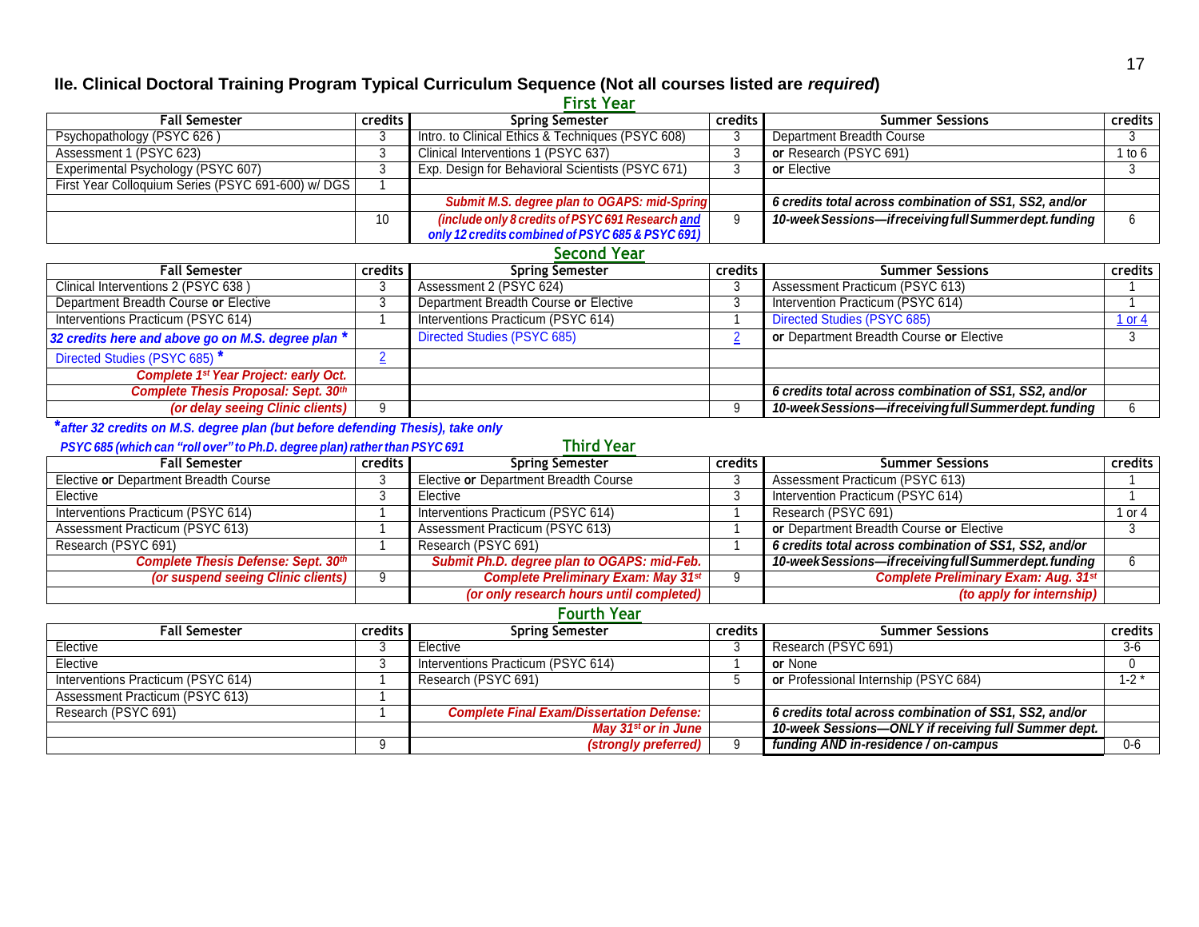## IIe. Clinical Doctoral Training Program Typical Curriculum Sequence (Not all courses listed are *required*)

### First Year

| Fall Semester | credits | Spring Semester | credits | Summer Sessions | credits |
|---|---|---|---|---|---|
| Psychopathology (PSYC 626 ) | 3 | Intro. to Clinical Ethics & Techniques (PSYC 608) | 3 | Department Breadth Course | 3 |
| Assessment 1 (PSYC 623) | 3 | Clinical Interventions 1 (PSYC 637) | 3 | **or** Research (PSYC 691) | 1 to 6 |
| Experimental Psychology (PSYC 607) | 3 | Exp. Design for Behavioral Scientists (PSYC 671) | 3 | **or** Elective | 3 |
| First Year Colloquium Series (PSYC 691-600) w/ DGS | 1 | | | | |
| | | ***Submit M.S. degree plan to OGAPS: mid-Spring*** | | ***6 credits total across combination of SS1, SS2, and/or*** | |
| | 10 | ***(include only 8 credits of PSYC 691 Research and only 12 credits combined of PSYC 685 & PSYC 691)*** | 9 | ***10-week Sessions—if receiving full Summer dept. funding*** | 6 |

### Second Year

| Fall Semester | credits | Spring Semester | credits | Summer Sessions | credits |
|---|---|---|---|---|---|
| Clinical Interventions 2 (PSYC 638 ) | 3 | Assessment 2 (PSYC 624) | 3 | Assessment Practicum (PSYC 613) | 1 |
| Department Breadth Course **or** Elective | 3 | Department Breadth Course **or** Elective | 3 | Intervention Practicum (PSYC 614) | 1 |
| Interventions Practicum (PSYC 614) | 1 | Interventions Practicum (PSYC 614) | 1 | Directed Studies (PSYC 685) | 1 or 4 |
| ***32 credits here and above go on M.S. degree plan **** | | Directed Studies (PSYC 685) | 2 | **or** Department Breadth Course **or** Elective | 3 |
| Directed Studies (PSYC 685) * | 2 | | | | |
| ***Complete 1st Year Project: early Oct.*** | | | | | |
| ***Complete Thesis Proposal: Sept. 30th*** | | | | ***6 credits total across combination of SS1, SS2, and/or*** | |
| ***(or delay seeing Clinic clients)*** | 9 | | 9 | ***10-week Sessions—if receiving full Summer dept. funding*** | 6 |

****after 32 credits on M.S. degree plan (but before defending Thesis), take only PSYC 685 (which can "roll over" to Ph.D. degree plan) rather than PSYC 691***

### Third Year

| Fall Semester | credits | Spring Semester | credits | Summer Sessions | credits |
|---|---|---|---|---|---|
| Elective **or** Department Breadth Course | 3 | Elective **or** Department Breadth Course | 3 | Assessment Practicum (PSYC 613) | 1 |
| Elective | 3 | Elective | 3 | Intervention Practicum (PSYC 614) | 1 |
| Interventions Practicum (PSYC 614) | 1 | Interventions Practicum (PSYC 614) | 1 | Research (PSYC 691) | 1 or 4 |
| Assessment Practicum (PSYC 613) | 1 | Assessment Practicum (PSYC 613) | 1 | **or** Department Breadth Course **or** Elective | 3 |
| Research (PSYC 691) | 1 | Research (PSYC 691) | 1 | ***6 credits total across combination of SS1, SS2, and/or*** | |
| ***Complete Thesis Defense: Sept. 30th*** | | ***Submit Ph.D. degree plan to OGAPS: mid-Feb.*** | | ***10-week Sessions—if receiving full Summer dept. funding*** | 6 |
| ***(or suspend seeing Clinic clients)*** | 9 | ***Complete Preliminary Exam: May 31st*** | 9 | ***Complete Preliminary Exam: Aug. 31st*** | |
| | | ***(or only research hours until completed)*** | | ***(to apply for internship)*** | |

### Fourth Year

| Fall Semester | credits | Spring Semester | credits | Summer Sessions | credits |
|---|---|---|---|---|---|
| Elective | 3 | Elective | 3 | Research (PSYC 691) | 3-6 |
| Elective | 3 | Interventions Practicum (PSYC 614) | 1 | **or** None | 0 |
| Interventions Practicum (PSYC 614) | 1 | Research (PSYC 691) | 5 | **or** Professional Internship (PSYC 684) | 1-2 * |
| Assessment Practicum (PSYC 613) | 1 | | | | |
| Research (PSYC 691) | 1 | ***Complete Final Exam/Dissertation Defense:*** | | ***6 credits total across combination of SS1, SS2, and/or*** | |
| | | ***May 31st or in June*** | | ***10-week Sessions—ONLY if receiving full Summer dept.*** | |
| | 9 | ***(strongly preferred)*** | 9 | ***funding AND in-residence / on-campus*** | 0-6 |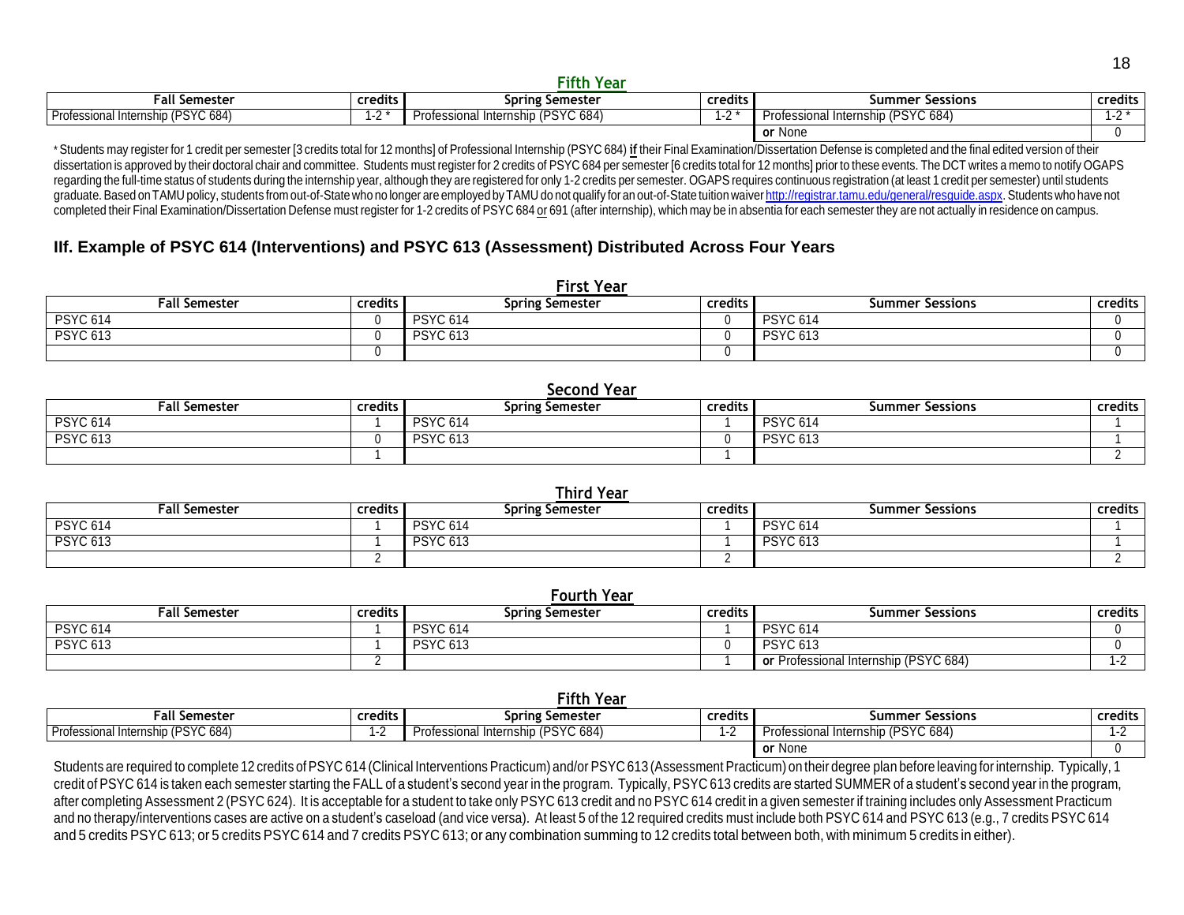### Fifth Year

| Fall Semester | credits | Spring Semester | credits | Summer Sessions | credits |
|---|---|---|---|---|---|
| Professional Internship (PSYC 684) | 1-2 * | Professional Internship (PSYC 684) | 1-2 * | Professional Internship (PSYC 684) | 1-2 * |
| | | | | **or** None | 0 |

* Students may register for 1 credit per semester [3 credits total for 12 months] of Professional Internship (PSYC 684) **if** their Final Examination/Dissertation Defense is completed and the final edited version of their dissertation is approved by their doctoral chair and committee. Students must register for 2 credits of PSYC 684 per semester [6 credits total for 12 months] prior to these events. The DCT writes a memo to notify OGAPS regarding the full-time status of students during the internship year, although they are registered for only 1-2 credits per semester. OGAPS requires continuous registration (at least 1 credit per semester) until students graduate. Based on TAMU policy, students from out-of-State who no longer are employed by TAMU do not qualify for an out-of-State tuition waiver http://registrar.tamu.edu/general/resguide.aspx. Students who have not completed their Final Examination/Dissertation Defense must register for 1-2 credits of PSYC 684 or 691 (after internship), which may be in absentia for each semester they are not actually in residence on campus.

## IIf. Example of PSYC 614 (Interventions) and PSYC 613 (Assessment) Distributed Across Four Years

### First Year

| Fall Semester | credits | Spring Semester | credits | Summer Sessions | credits |
|---|---|---|---|---|---|
| PSYC 614 | 0 | PSYC 614 | 0 | PSYC 614 | 0 |
| PSYC 613 | 0 | PSYC 613 | 0 | PSYC 613 | 0 |
| | 0 | | 0 | | 0 |

### Second Year

| Fall Semester | credits | Spring Semester | credits | Summer Sessions | credits |
|---|---|---|---|---|---|
| PSYC 614 | 1 | PSYC 614 | 1 | PSYC 614 | 1 |
| PSYC 613 | 0 | PSYC 613 | 0 | PSYC 613 | 1 |
| | 1 | | 1 | | 2 |

### Third Year

| Fall Semester | credits | Spring Semester | credits | Summer Sessions | credits |
|---|---|---|---|---|---|
| PSYC 614 | 1 | PSYC 614 | 1 | PSYC 614 | 1 |
| PSYC 613 | 1 | PSYC 613 | 1 | PSYC 613 | 1 |
| | 2 | | 2 | | 2 |

### Fourth Year

| Fall Semester | credits | Spring Semester | credits | Summer Sessions | credits |
|---|---|---|---|---|---|
| PSYC 614 | 1 | PSYC 614 | 1 | PSYC 614 | 0 |
| PSYC 613 | 1 | PSYC 613 | 0 | PSYC 613 | 0 |
| | 2 | | 1 | **or** Professional Internship (PSYC 684) | 1-2 |

### Fifth Year

| Fall Semester | credits | Spring Semester | credits | Summer Sessions | credits |
|---|---|---|---|---|---|
| Professional Internship (PSYC 684) | 1-2 | Professional Internship (PSYC 684) | 1-2 | Professional Internship (PSYC 684) | 1-2 |
| | | | | **or** None | 0 |

Students are required to complete 12 credits of PSYC 614 (Clinical Interventions Practicum) and/or PSYC 613 (Assessment Practicum) on their degree plan before leaving for internship. Typically, 1 credit of PSYC 614 is taken each semester starting the FALL of a student's second year in the program. Typically, PSYC 613 credits are started SUMMER of a student's second year in the program, after completing Assessment 2 (PSYC 624). It is acceptable for a student to take only PSYC 613 credit and no PSYC 614 credit in a given semester if training includes only Assessment Practicum and no therapy/interventions cases are active on a student's caseload (and vice versa). At least 5 of the 12 required credits must include both PSYC 614 and PSYC 613 (e.g., 7 credits PSYC 614 and 5 credits PSYC 613; or 5 credits PSYC 614 and 7 credits PSYC 613; or any combination summing to 12 credits total between both, with minimum 5 credits in either).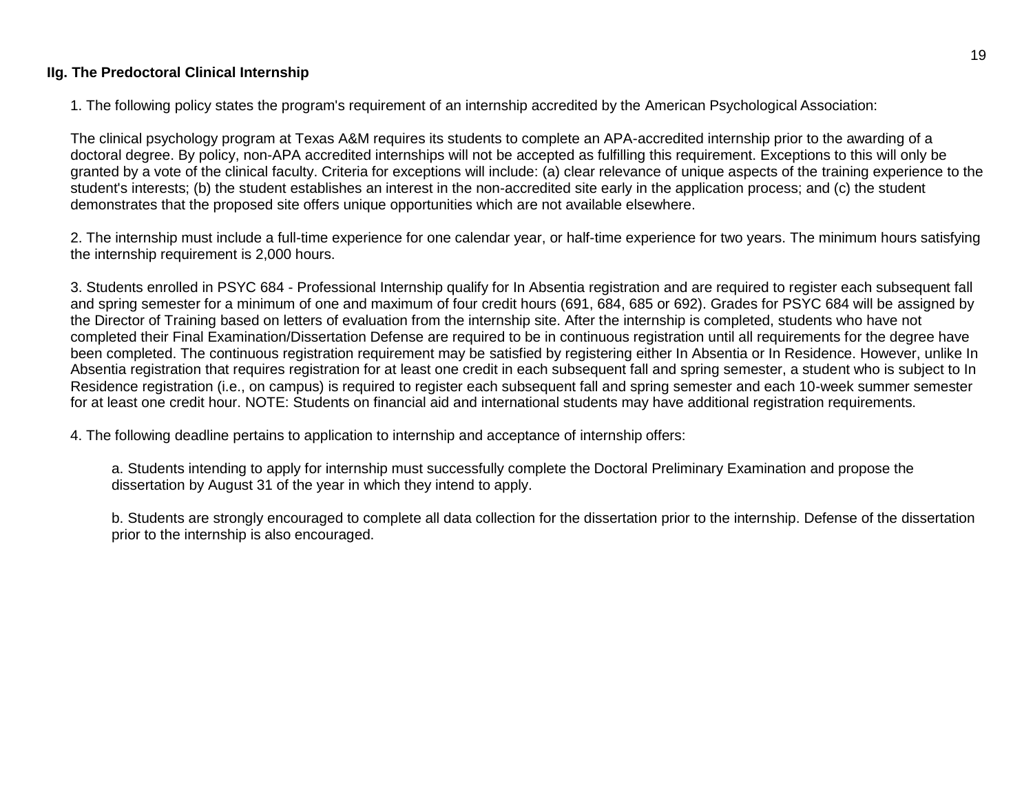**IIg. The Predoctoral Clinical Internship**

1. The following policy states the program's requirement of an internship accredited by the American Psychological Association:

The clinical psychology program at Texas A&M requires its students to complete an APA-accredited internship prior to the awarding of a doctoral degree. By policy, non-APA accredited internships will not be accepted as fulfilling this requirement. Exceptions to this will only be granted by a vote of the clinical faculty. Criteria for exceptions will include: (a) clear relevance of unique aspects of the training experience to the student's interests; (b) the student establishes an interest in the non-accredited site early in the application process; and (c) the student demonstrates that the proposed site offers unique opportunities which are not available elsewhere.

2. The internship must include a full-time experience for one calendar year, or half-time experience for two years. The minimum hours satisfying the internship requirement is 2,000 hours.

3. Students enrolled in PSYC 684 - Professional Internship qualify for In Absentia registration and are required to register each subsequent fall and spring semester for a minimum of one and maximum of four credit hours (691, 684, 685 or 692). Grades for PSYC 684 will be assigned by the Director of Training based on letters of evaluation from the internship site. After the internship is completed, students who have not completed their Final Examination/Dissertation Defense are required to be in continuous registration until all requirements for the degree have been completed. The continuous registration requirement may be satisfied by registering either In Absentia or In Residence. However, unlike In Absentia registration that requires registration for at least one credit in each subsequent fall and spring semester, a student who is subject to In Residence registration (i.e., on campus) is required to register each subsequent fall and spring semester and each 10-week summer semester for at least one credit hour. NOTE: Students on financial aid and international students may have additional registration requirements.

4. The following deadline pertains to application to internship and acceptance of internship offers:

a. Students intending to apply for internship must successfully complete the Doctoral Preliminary Examination and propose the dissertation by August 31 of the year in which they intend to apply.

b. Students are strongly encouraged to complete all data collection for the dissertation prior to the internship. Defense of the dissertation prior to the internship is also encouraged.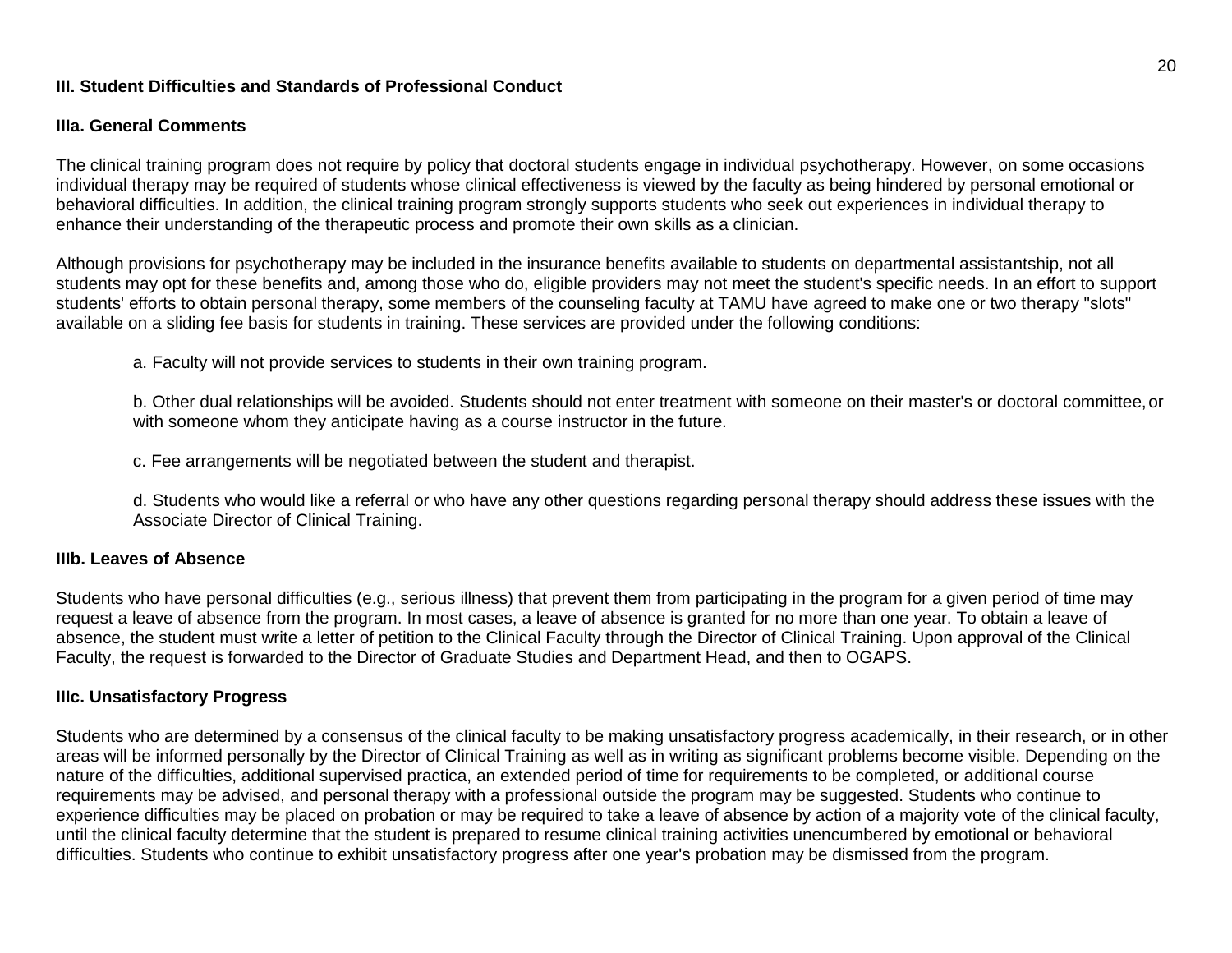## III. Student Difficulties and Standards of Professional Conduct

### IIIa. General Comments

The clinical training program does not require by policy that doctoral students engage in individual psychotherapy. However, on some occasions individual therapy may be required of students whose clinical effectiveness is viewed by the faculty as being hindered by personal emotional or behavioral difficulties. In addition, the clinical training program strongly supports students who seek out experiences in individual therapy to enhance their understanding of the therapeutic process and promote their own skills as a clinician.

Although provisions for psychotherapy may be included in the insurance benefits available to students on departmental assistantship, not all students may opt for these benefits and, among those who do, eligible providers may not meet the student's specific needs. In an effort to support students' efforts to obtain personal therapy, some members of the counseling faculty at TAMU have agreed to make one or two therapy "slots" available on a sliding fee basis for students in training. These services are provided under the following conditions:

a. Faculty will not provide services to students in their own training program.

b. Other dual relationships will be avoided. Students should not enter treatment with someone on their master's or doctoral committee, or with someone whom they anticipate having as a course instructor in the future.

c. Fee arrangements will be negotiated between the student and therapist.

d. Students who would like a referral or who have any other questions regarding personal therapy should address these issues with the Associate Director of Clinical Training.

### IIIb. Leaves of Absence

Students who have personal difficulties (e.g., serious illness) that prevent them from participating in the program for a given period of time may request a leave of absence from the program. In most cases, a leave of absence is granted for no more than one year. To obtain a leave of absence, the student must write a letter of petition to the Clinical Faculty through the Director of Clinical Training. Upon approval of the Clinical Faculty, the request is forwarded to the Director of Graduate Studies and Department Head, and then to OGAPS.

### IIIc. Unsatisfactory Progress

Students who are determined by a consensus of the clinical faculty to be making unsatisfactory progress academically, in their research, or in other areas will be informed personally by the Director of Clinical Training as well as in writing as significant problems become visible. Depending on the nature of the difficulties, additional supervised practica, an extended period of time for requirements to be completed, or additional course requirements may be advised, and personal therapy with a professional outside the program may be suggested. Students who continue to experience difficulties may be placed on probation or may be required to take a leave of absence by action of a majority vote of the clinical faculty, until the clinical faculty determine that the student is prepared to resume clinical training activities unencumbered by emotional or behavioral difficulties. Students who continue to exhibit unsatisfactory progress after one year's probation may be dismissed from the program.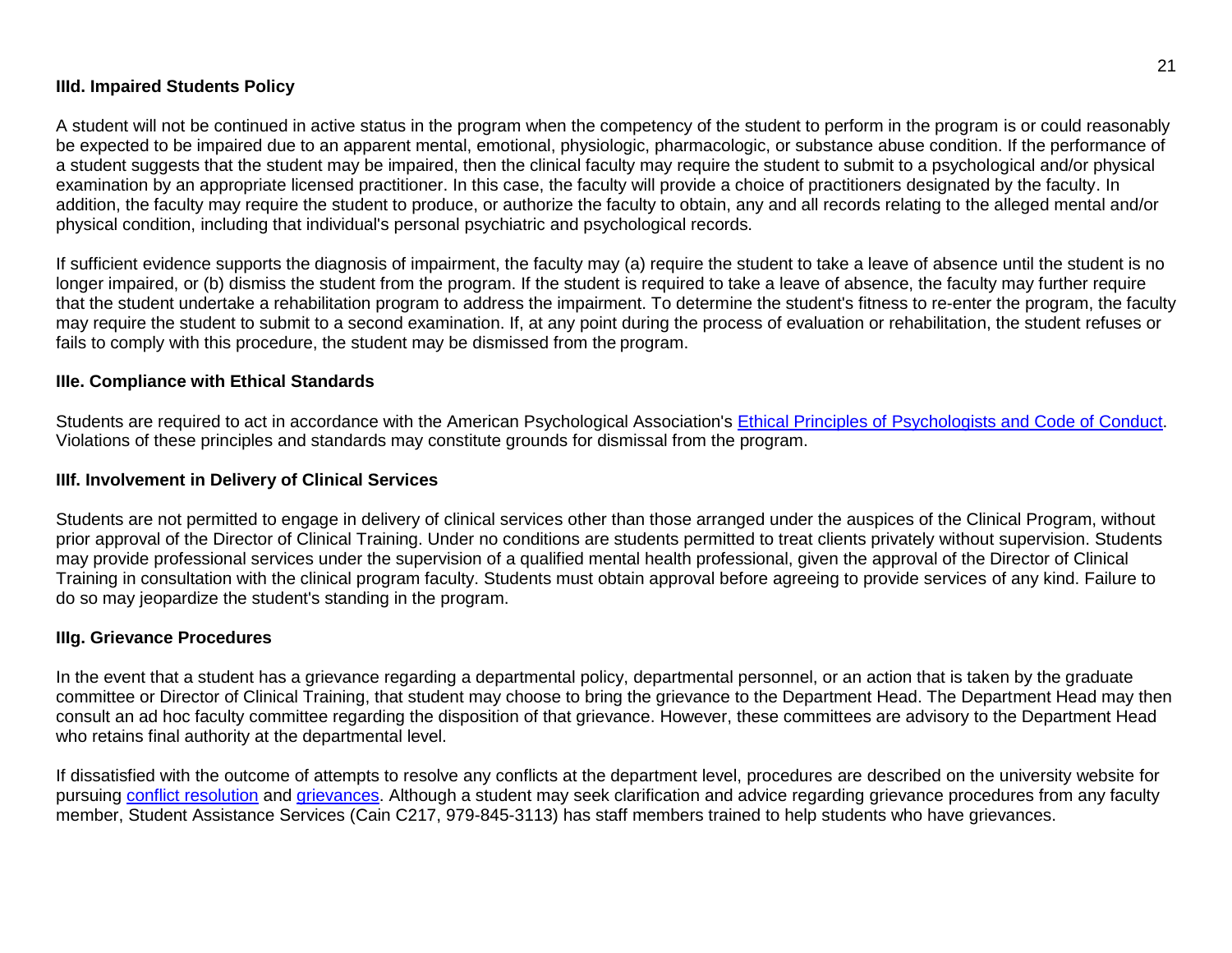### IIId. Impaired Students Policy

A student will not be continued in active status in the program when the competency of the student to perform in the program is or could reasonably be expected to be impaired due to an apparent mental, emotional, physiologic, pharmacologic, or substance abuse condition. If the performance of a student suggests that the student may be impaired, then the clinical faculty may require the student to submit to a psychological and/or physical examination by an appropriate licensed practitioner. In this case, the faculty will provide a choice of practitioners designated by the faculty. In addition, the faculty may require the student to produce, or authorize the faculty to obtain, any and all records relating to the alleged mental and/or physical condition, including that individual's personal psychiatric and psychological records.

If sufficient evidence supports the diagnosis of impairment, the faculty may (a) require the student to take a leave of absence until the student is no longer impaired, or (b) dismiss the student from the program. If the student is required to take a leave of absence, the faculty may further require that the student undertake a rehabilitation program to address the impairment. To determine the student's fitness to re-enter the program, the faculty may require the student to submit to a second examination. If, at any point during the process of evaluation or rehabilitation, the student refuses or fails to comply with this procedure, the student may be dismissed from the program.

### IIIe. Compliance with Ethical Standards

Students are required to act in accordance with the American Psychological Association's Ethical Principles of Psychologists and Code of Conduct. Violations of these principles and standards may constitute grounds for dismissal from the program.

### IIIf. Involvement in Delivery of Clinical Services

Students are not permitted to engage in delivery of clinical services other than those arranged under the auspices of the Clinical Program, without prior approval of the Director of Clinical Training. Under no conditions are students permitted to treat clients privately without supervision. Students may provide professional services under the supervision of a qualified mental health professional, given the approval of the Director of Clinical Training in consultation with the clinical program faculty. Students must obtain approval before agreeing to provide services of any kind. Failure to do so may jeopardize the student's standing in the program.

### IIIg. Grievance Procedures

In the event that a student has a grievance regarding a departmental policy, departmental personnel, or an action that is taken by the graduate committee or Director of Clinical Training, that student may choose to bring the grievance to the Department Head. The Department Head may then consult an ad hoc faculty committee regarding the disposition of that grievance. However, these committees are advisory to the Department Head who retains final authority at the departmental level.

If dissatisfied with the outcome of attempts to resolve any conflicts at the department level, procedures are described on the university website for pursuing conflict resolution and grievances. Although a student may seek clarification and advice regarding grievance procedures from any faculty member, Student Assistance Services (Cain C217, 979-845-3113) has staff members trained to help students who have grievances.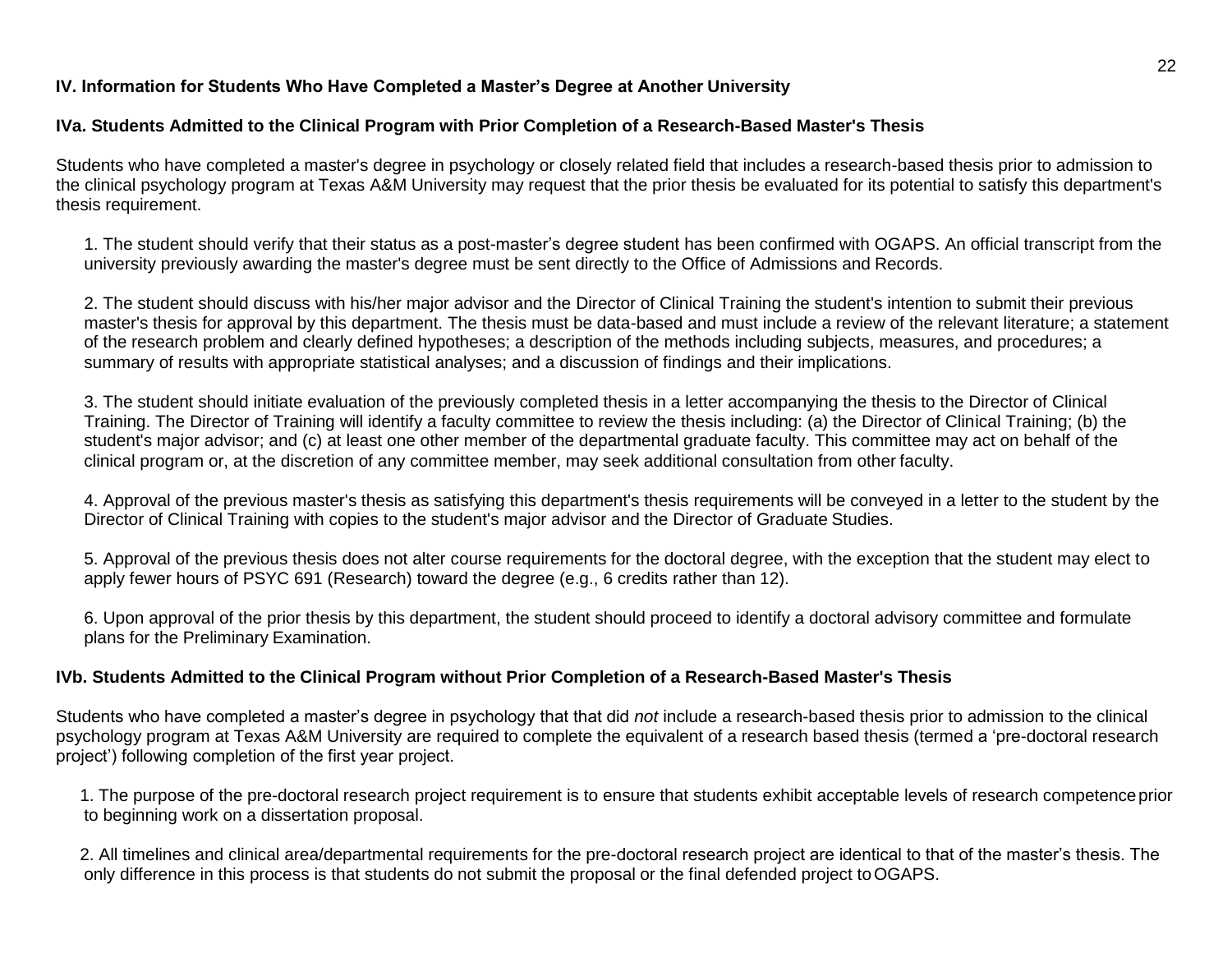## IV. Information for Students Who Have Completed a Master's Degree at Another University

### IVa. Students Admitted to the Clinical Program with Prior Completion of a Research-Based Master's Thesis

Students who have completed a master's degree in psychology or closely related field that includes a research-based thesis prior to admission to the clinical psychology program at Texas A&M University may request that the prior thesis be evaluated for its potential to satisfy this department's thesis requirement.

1. The student should verify that their status as a post-master's degree student has been confirmed with OGAPS. An official transcript from the university previously awarding the master's degree must be sent directly to the Office of Admissions and Records.

2. The student should discuss with his/her major advisor and the Director of Clinical Training the student's intention to submit their previous master's thesis for approval by this department. The thesis must be data-based and must include a review of the relevant literature; a statement of the research problem and clearly defined hypotheses; a description of the methods including subjects, measures, and procedures; a summary of results with appropriate statistical analyses; and a discussion of findings and their implications.

3. The student should initiate evaluation of the previously completed thesis in a letter accompanying the thesis to the Director of Clinical Training. The Director of Training will identify a faculty committee to review the thesis including: (a) the Director of Clinical Training; (b) the student's major advisor; and (c) at least one other member of the departmental graduate faculty. This committee may act on behalf of the clinical program or, at the discretion of any committee member, may seek additional consultation from other faculty.

4. Approval of the previous master's thesis as satisfying this department's thesis requirements will be conveyed in a letter to the student by the Director of Clinical Training with copies to the student's major advisor and the Director of Graduate Studies.

5. Approval of the previous thesis does not alter course requirements for the doctoral degree, with the exception that the student may elect to apply fewer hours of PSYC 691 (Research) toward the degree (e.g., 6 credits rather than 12).

6. Upon approval of the prior thesis by this department, the student should proceed to identify a doctoral advisory committee and formulate plans for the Preliminary Examination.

### IVb. Students Admitted to the Clinical Program without Prior Completion of a Research-Based Master's Thesis

Students who have completed a master's degree in psychology that that did *not* include a research-based thesis prior to admission to the clinical psychology program at Texas A&M University are required to complete the equivalent of a research based thesis (termed a 'pre-doctoral research project') following completion of the first year project.

1. The purpose of the pre-doctoral research project requirement is to ensure that students exhibit acceptable levels of research competence prior to beginning work on a dissertation proposal.

2. All timelines and clinical area/departmental requirements for the pre-doctoral research project are identical to that of the master's thesis. The only difference in this process is that students do not submit the proposal or the final defended project to OGAPS.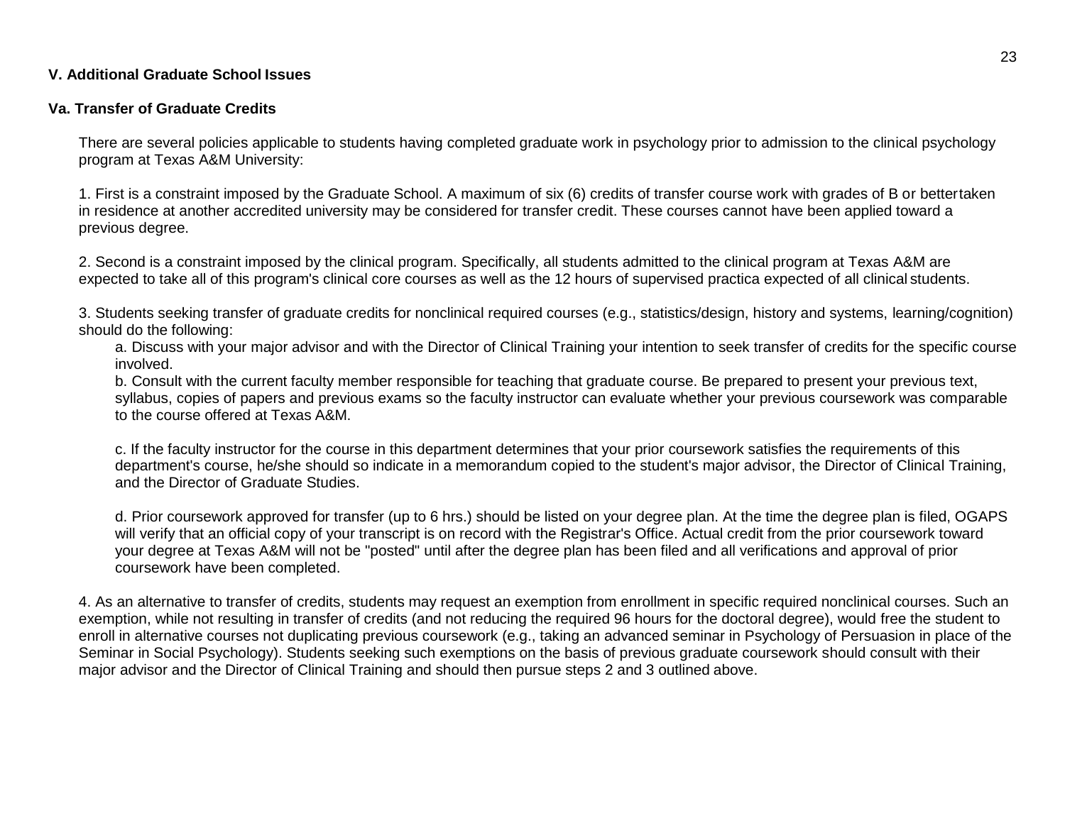## V. Additional Graduate School Issues

### Va. Transfer of Graduate Credits

There are several policies applicable to students having completed graduate work in psychology prior to admission to the clinical psychology program at Texas A&M University:

1. First is a constraint imposed by the Graduate School. A maximum of six (6) credits of transfer course work with grades of B or better taken in residence at another accredited university may be considered for transfer credit. These courses cannot have been applied toward a previous degree.

2. Second is a constraint imposed by the clinical program. Specifically, all students admitted to the clinical program at Texas A&M are expected to take all of this program's clinical core courses as well as the 12 hours of supervised practica expected of all clinical students.

3. Students seeking transfer of graduate credits for nonclinical required courses (e.g., statistics/design, history and systems, learning/cognition) should do the following:

   a. Discuss with your major advisor and with the Director of Clinical Training your intention to seek transfer of credits for the specific course involved.

   b. Consult with the current faculty member responsible for teaching that graduate course. Be prepared to present your previous text, syllabus, copies of papers and previous exams so the faculty instructor can evaluate whether your previous coursework was comparable to the course offered at Texas A&M.

   c. If the faculty instructor for the course in this department determines that your prior coursework satisfies the requirements of this department's course, he/she should so indicate in a memorandum copied to the student's major advisor, the Director of Clinical Training, and the Director of Graduate Studies.

   d. Prior coursework approved for transfer (up to 6 hrs.) should be listed on your degree plan. At the time the degree plan is filed, OGAPS will verify that an official copy of your transcript is on record with the Registrar's Office. Actual credit from the prior coursework toward your degree at Texas A&M will not be "posted" until after the degree plan has been filed and all verifications and approval of prior coursework have been completed.

4. As an alternative to transfer of credits, students may request an exemption from enrollment in specific required nonclinical courses. Such an exemption, while not resulting in transfer of credits (and not reducing the required 96 hours for the doctoral degree), would free the student to enroll in alternative courses not duplicating previous coursework (e.g., taking an advanced seminar in Psychology of Persuasion in place of the Seminar in Social Psychology). Students seeking such exemptions on the basis of previous graduate coursework should consult with their major advisor and the Director of Clinical Training and should then pursue steps 2 and 3 outlined above.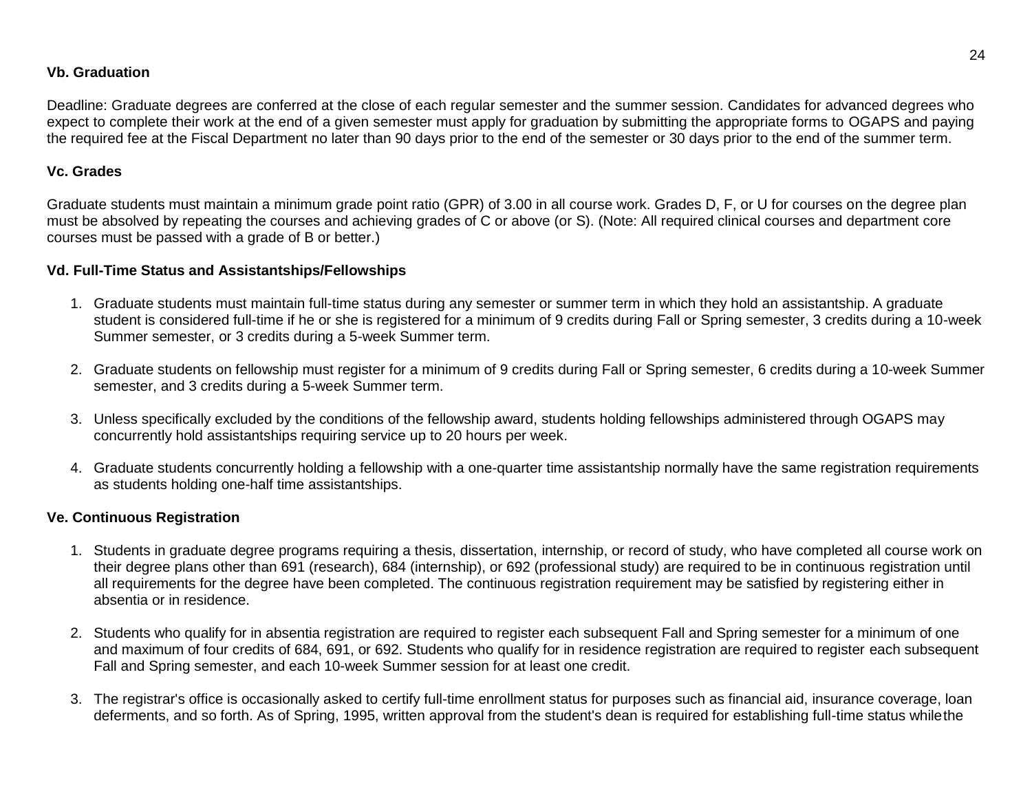**Vb. Graduation**

Deadline: Graduate degrees are conferred at the close of each regular semester and the summer session. Candidates for advanced degrees who expect to complete their work at the end of a given semester must apply for graduation by submitting the appropriate forms to OGAPS and paying the required fee at the Fiscal Department no later than 90 days prior to the end of the semester or 30 days prior to the end of the summer term.

**Vc. Grades**

Graduate students must maintain a minimum grade point ratio (GPR) of 3.00 in all course work. Grades D, F, or U for courses on the degree plan must be absolved by repeating the courses and achieving grades of C or above (or S). (Note: All required clinical courses and department core courses must be passed with a grade of B or better.)

**Vd. Full-Time Status and Assistantships/Fellowships**

1. Graduate students must maintain full-time status during any semester or summer term in which they hold an assistantship. A graduate student is considered full-time if he or she is registered for a minimum of 9 credits during Fall or Spring semester, 3 credits during a 10-week Summer semester, or 3 credits during a 5-week Summer term.

2. Graduate students on fellowship must register for a minimum of 9 credits during Fall or Spring semester, 6 credits during a 10-week Summer semester, and 3 credits during a 5-week Summer term.

3. Unless specifically excluded by the conditions of the fellowship award, students holding fellowships administered through OGAPS may concurrently hold assistantships requiring service up to 20 hours per week.

4. Graduate students concurrently holding a fellowship with a one-quarter time assistantship normally have the same registration requirements as students holding one-half time assistantships.

**Ve. Continuous Registration**

1. Students in graduate degree programs requiring a thesis, dissertation, internship, or record of study, who have completed all course work on their degree plans other than 691 (research), 684 (internship), or 692 (professional study) are required to be in continuous registration until all requirements for the degree have been completed. The continuous registration requirement may be satisfied by registering either in absentia or in residence.

2. Students who qualify for in absentia registration are required to register each subsequent Fall and Spring semester for a minimum of one and maximum of four credits of 684, 691, or 692. Students who qualify for in residence registration are required to register each subsequent Fall and Spring semester, and each 10-week Summer session for at least one credit.

3. The registrar's office is occasionally asked to certify full-time enrollment status for purposes such as financial aid, insurance coverage, loan deferments, and so forth. As of Spring, 1995, written approval from the student's dean is required for establishing full-time status while the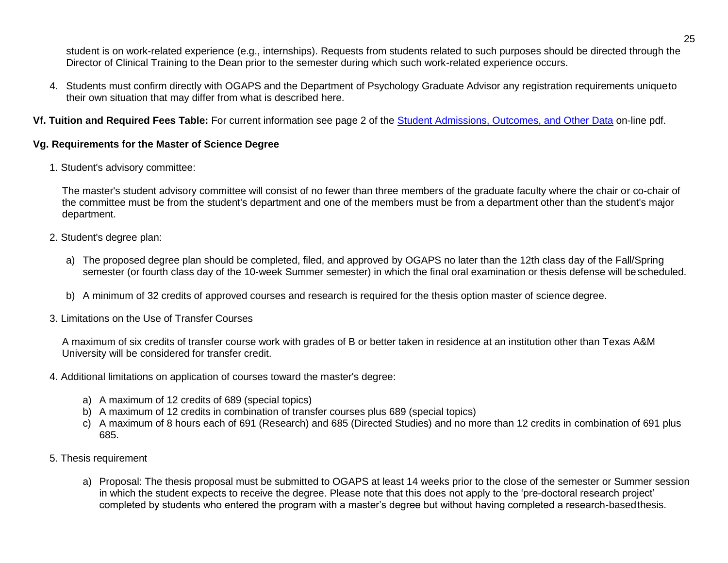student is on work-related experience (e.g., internships). Requests from students related to such purposes should be directed through the Director of Clinical Training to the Dean prior to the semester during which such work-related experience occurs.

4. Students must confirm directly with OGAPS and the Department of Psychology Graduate Advisor any registration requirements unique to their own situation that may differ from what is described here.

**Vf. Tuition and Required Fees Table:** For current information see page 2 of the [Student Admissions, Outcomes, and Other Data] on-line pdf.

**Vg. Requirements for the Master of Science Degree**

1. Student's advisory committee:

   The master's student advisory committee will consist of no fewer than three members of the graduate faculty where the chair or co-chair of the committee must be from the student's department and one of the members must be from a department other than the student's major department.

2. Student's degree plan:

   a) The proposed degree plan should be completed, filed, and approved by OGAPS no later than the 12th class day of the Fall/Spring semester (or fourth class day of the 10-week Summer semester) in which the final oral examination or thesis defense will be scheduled.

   b) A minimum of 32 credits of approved courses and research is required for the thesis option master of science degree.

3. Limitations on the Use of Transfer Courses

   A maximum of six credits of transfer course work with grades of B or better taken in residence at an institution other than Texas A&M University will be considered for transfer credit.

4. Additional limitations on application of courses toward the master's degree:

   a) A maximum of 12 credits of 689 (special topics)
   b) A maximum of 12 credits in combination of transfer courses plus 689 (special topics)
   c) A maximum of 8 hours each of 691 (Research) and 685 (Directed Studies) and no more than 12 credits in combination of 691 plus 685.

5. Thesis requirement

   a) Proposal: The thesis proposal must be submitted to OGAPS at least 14 weeks prior to the close of the semester or Summer session in which the student expects to receive the degree. Please note that this does not apply to the 'pre-doctoral research project' completed by students who entered the program with a master's degree but without having completed a research-based thesis.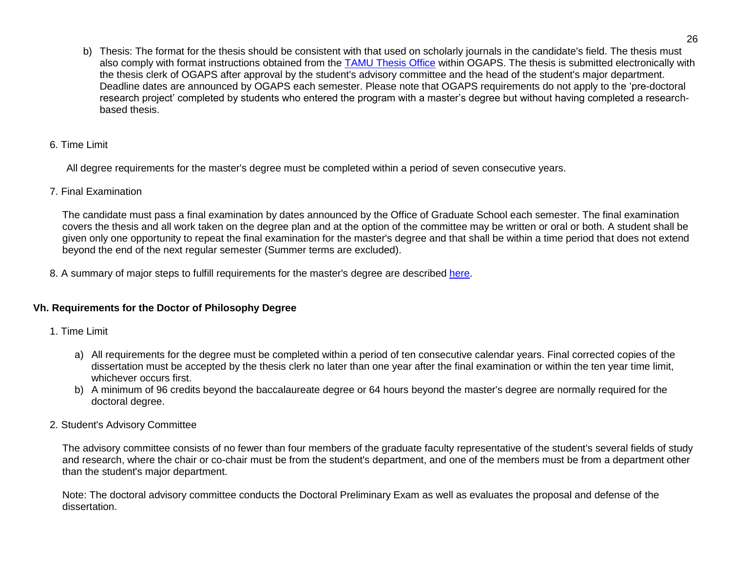b) Thesis: The format for the thesis should be consistent with that used on scholarly journals in the candidate's field. The thesis must also comply with format instructions obtained from the TAMU Thesis Office within OGAPS. The thesis is submitted electronically with the thesis clerk of OGAPS after approval by the student's advisory committee and the head of the student's major department. Deadline dates are announced by OGAPS each semester. Please note that OGAPS requirements do not apply to the 'pre-doctoral research project' completed by students who entered the program with a master's degree but without having completed a research-based thesis.

6. Time Limit

All degree requirements for the master's degree must be completed within a period of seven consecutive years.

7. Final Examination

The candidate must pass a final examination by dates announced by the Office of Graduate School each semester. The final examination covers the thesis and all work taken on the degree plan and at the option of the committee may be written or oral or both. A student shall be given only one opportunity to repeat the final examination for the master's degree and that shall be within a time period that does not extend beyond the end of the next regular semester (Summer terms are excluded).

8. A summary of major steps to fulfill requirements for the master's degree are described here.

### Vh. Requirements for the Doctor of Philosophy Degree

1. Time Limit

   a) All requirements for the degree must be completed within a period of ten consecutive calendar years. Final corrected copies of the dissertation must be accepted by the thesis clerk no later than one year after the final examination or within the ten year time limit, whichever occurs first.
   b) A minimum of 96 credits beyond the baccalaureate degree or 64 hours beyond the master's degree are normally required for the doctoral degree.

2. Student's Advisory Committee

The advisory committee consists of no fewer than four members of the graduate faculty representative of the student's several fields of study and research, where the chair or co-chair must be from the student's department, and one of the members must be from a department other than the student's major department.

Note: The doctoral advisory committee conducts the Doctoral Preliminary Exam as well as evaluates the proposal and defense of the dissertation.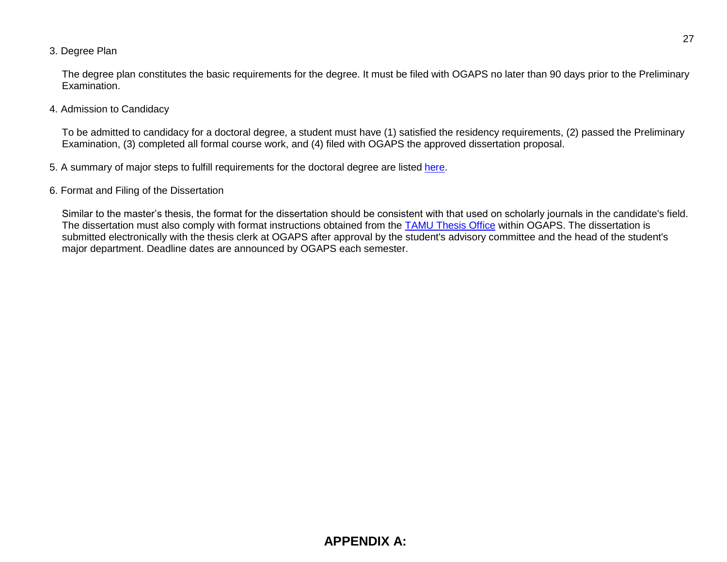3. Degree Plan

The degree plan constitutes the basic requirements for the degree. It must be filed with OGAPS no later than 90 days prior to the Preliminary Examination.

4. Admission to Candidacy

To be admitted to candidacy for a doctoral degree, a student must have (1) satisfied the residency requirements, (2) passed the Preliminary Examination, (3) completed all formal course work, and (4) filed with OGAPS the approved dissertation proposal.

5. A summary of major steps to fulfill requirements for the doctoral degree are listed here.

6. Format and Filing of the Dissertation

Similar to the master's thesis, the format for the dissertation should be consistent with that used on scholarly journals in the candidate's field. The dissertation must also comply with format instructions obtained from the TAMU Thesis Office within OGAPS. The dissertation is submitted electronically with the thesis clerk at OGAPS after approval by the student's advisory committee and the head of the student's major department. Deadline dates are announced by OGAPS each semester.

## APPENDIX A: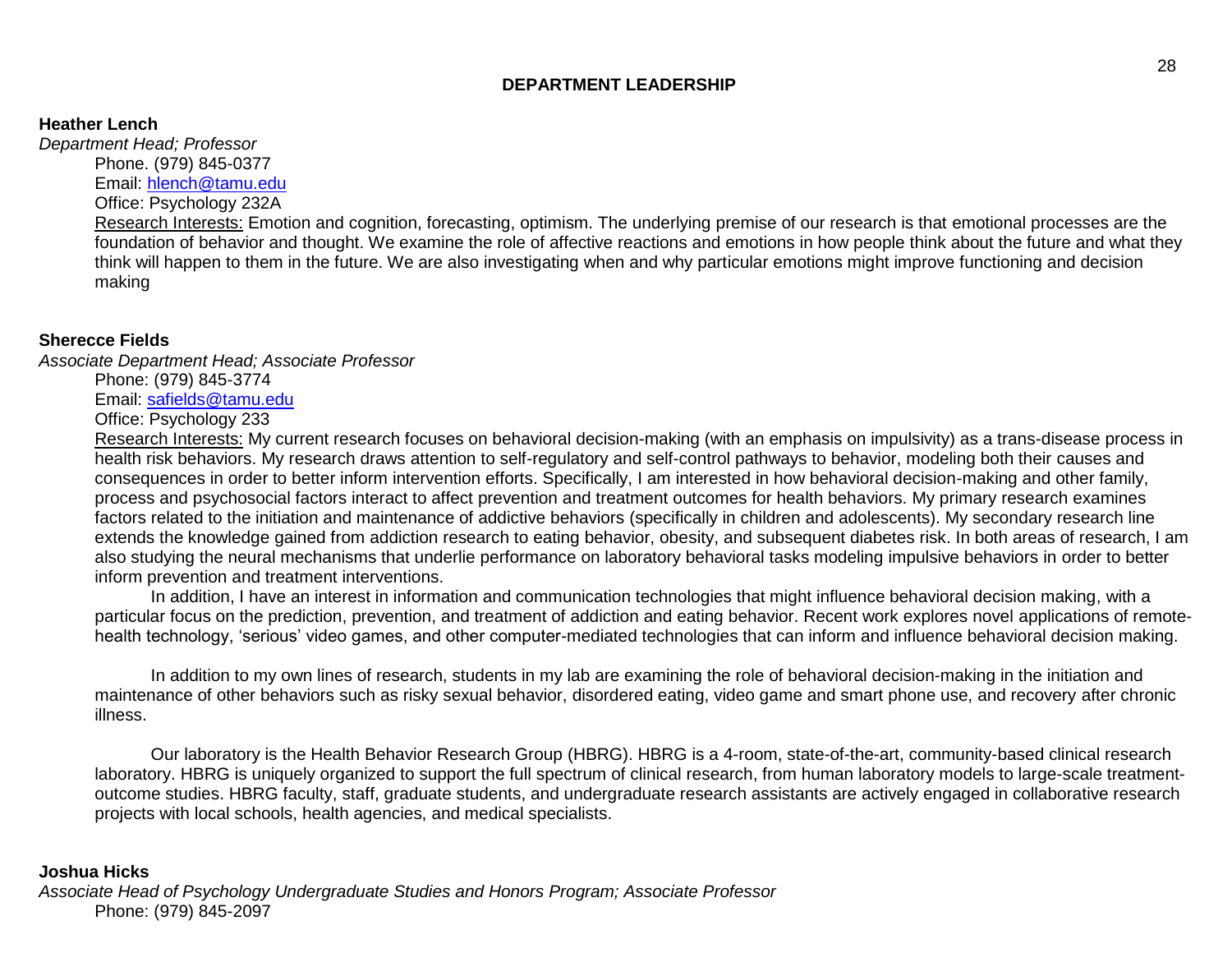## DEPARTMENT LEADERSHIP

**Heather Lench**

*Department Head; Professor*

Phone. (979) 845-0377
Email: hlench@tamu.edu
Office: Psychology 232A

Research Interests: Emotion and cognition, forecasting, optimism. The underlying premise of our research is that emotional processes are the foundation of behavior and thought. We examine the role of affective reactions and emotions in how people think about the future and what they think will happen to them in the future. We are also investigating when and why particular emotions might improve functioning and decision making

**Sherecce Fields**

*Associate Department Head; Associate Professor*

Phone: (979) 845-3774
Email: safields@tamu.edu
Office: Psychology 233

Research Interests: My current research focuses on behavioral decision-making (with an emphasis on impulsivity) as a trans-disease process in health risk behaviors. My research draws attention to self-regulatory and self-control pathways to behavior, modeling both their causes and consequences in order to better inform intervention efforts. Specifically, I am interested in how behavioral decision-making and other family, process and psychosocial factors interact to affect prevention and treatment outcomes for health behaviors. My primary research examines factors related to the initiation and maintenance of addictive behaviors (specifically in children and adolescents). My secondary research line extends the knowledge gained from addiction research to eating behavior, obesity, and subsequent diabetes risk. In both areas of research, I am also studying the neural mechanisms that underlie performance on laboratory behavioral tasks modeling impulsive behaviors in order to better inform prevention and treatment interventions.

In addition, I have an interest in information and communication technologies that might influence behavioral decision making, with a particular focus on the prediction, prevention, and treatment of addiction and eating behavior. Recent work explores novel applications of remote-health technology, 'serious' video games, and other computer-mediated technologies that can inform and influence behavioral decision making.

In addition to my own lines of research, students in my lab are examining the role of behavioral decision-making in the initiation and maintenance of other behaviors such as risky sexual behavior, disordered eating, video game and smart phone use, and recovery after chronic illness.

Our laboratory is the Health Behavior Research Group (HBRG). HBRG is a 4-room, state-of-the-art, community-based clinical research laboratory. HBRG is uniquely organized to support the full spectrum of clinical research, from human laboratory models to large-scale treatment-outcome studies. HBRG faculty, staff, graduate students, and undergraduate research assistants are actively engaged in collaborative research projects with local schools, health agencies, and medical specialists.

**Joshua Hicks**

*Associate Head of Psychology Undergraduate Studies and Honors Program; Associate Professor*

Phone: (979) 845-2097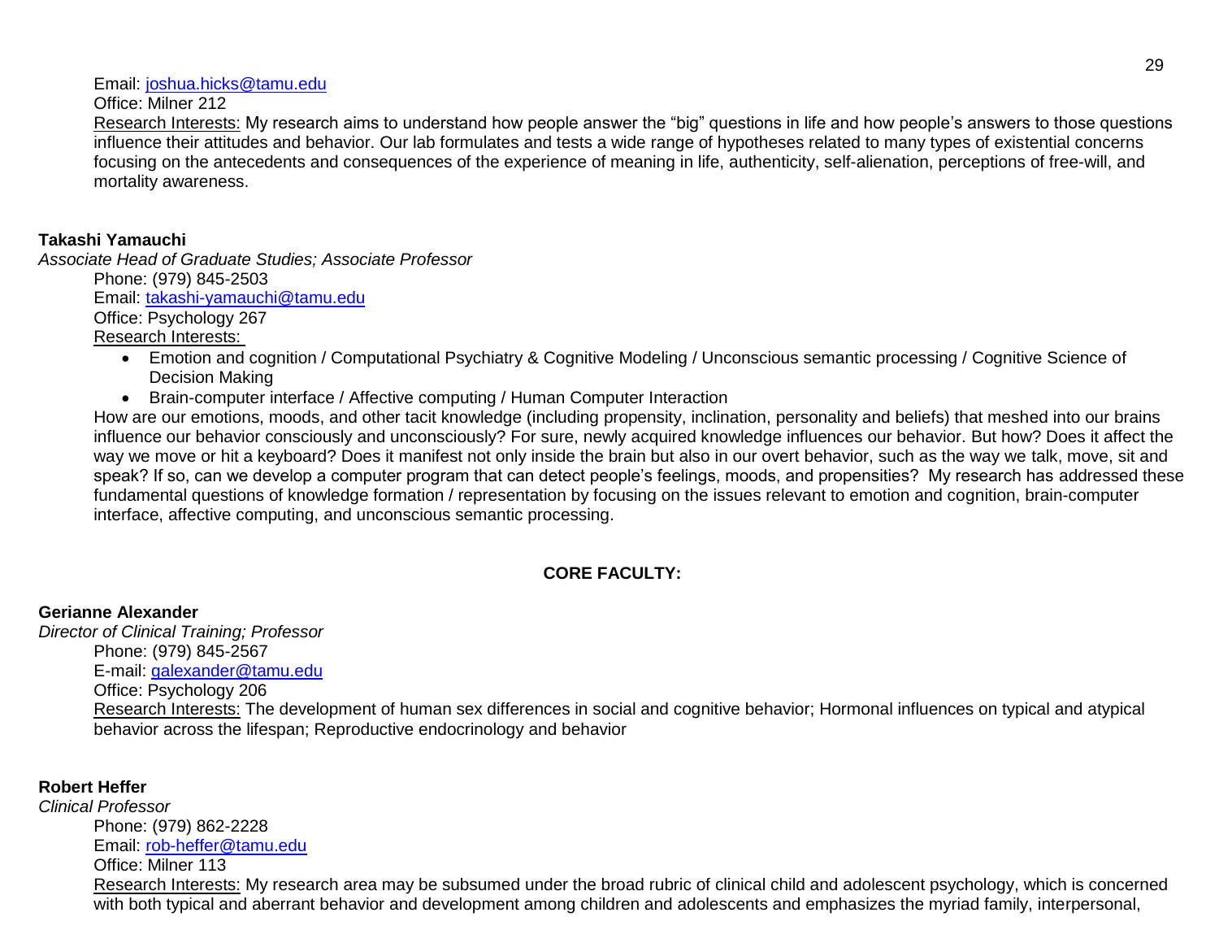Email: joshua.hicks@tamu.edu
Office: Milner 212
Research Interests: My research aims to understand how people answer the "big" questions in life and how people's answers to those questions influence their attitudes and behavior. Our lab formulates and tests a wide range of hypotheses related to many types of existential concerns focusing on the antecedents and consequences of the experience of meaning in life, authenticity, self-alienation, perceptions of free-will, and mortality awareness.

**Takashi Yamauchi**
*Associate Head of Graduate Studies; Associate Professor*
Phone: (979) 845-2503
Email: takashi-yamauchi@tamu.edu
Office: Psychology 267
Research Interests:

- Emotion and cognition / Computational Psychiatry & Cognitive Modeling / Unconscious semantic processing / Cognitive Science of Decision Making
- Brain-computer interface / Affective computing / Human Computer Interaction

How are our emotions, moods, and other tacit knowledge (including propensity, inclination, personality and beliefs) that meshed into our brains influence our behavior consciously and unconsciously? For sure, newly acquired knowledge influences our behavior. But how? Does it affect the way we move or hit a keyboard? Does it manifest not only inside the brain but also in our overt behavior, such as the way we talk, move, sit and speak? If so, can we develop a computer program that can detect people's feelings, moods, and propensities? My research has addressed these fundamental questions of knowledge formation / representation by focusing on the issues relevant to emotion and cognition, brain-computer interface, affective computing, and unconscious semantic processing.

## CORE FACULTY:

**Gerianne Alexander**
*Director of Clinical Training; Professor*
Phone: (979) 845-2567
E-mail: galexander@tamu.edu
Office: Psychology 206
Research Interests: The development of human sex differences in social and cognitive behavior; Hormonal influences on typical and atypical behavior across the lifespan; Reproductive endocrinology and behavior

**Robert Heffer**
*Clinical Professor*
Phone: (979) 862-2228
Email: rob-heffer@tamu.edu
Office: Milner 113
Research Interests: My research area may be subsumed under the broad rubric of clinical child and adolescent psychology, which is concerned with both typical and aberrant behavior and development among children and adolescents and emphasizes the myriad family, interpersonal,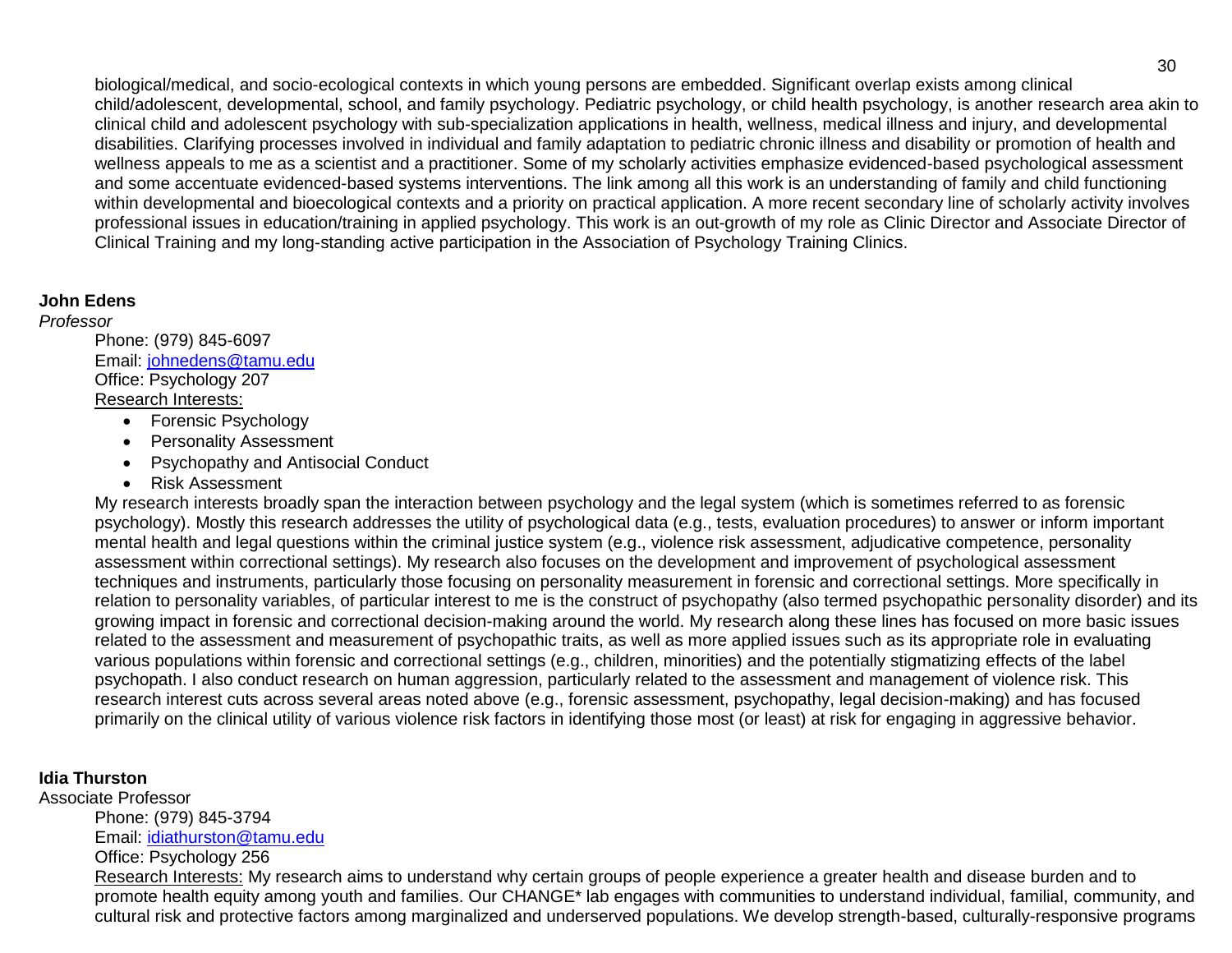biological/medical, and socio-ecological contexts in which young persons are embedded. Significant overlap exists among clinical child/adolescent, developmental, school, and family psychology. Pediatric psychology, or child health psychology, is another research area akin to clinical child and adolescent psychology with sub-specialization applications in health, wellness, medical illness and injury, and developmental disabilities. Clarifying processes involved in individual and family adaptation to pediatric chronic illness and disability or promotion of health and wellness appeals to me as a scientist and a practitioner. Some of my scholarly activities emphasize evidenced-based psychological assessment and some accentuate evidenced-based systems interventions. The link among all this work is an understanding of family and child functioning within developmental and bioecological contexts and a priority on practical application. A more recent secondary line of scholarly activity involves professional issues in education/training in applied psychology. This work is an out-growth of my role as Clinic Director and Associate Director of Clinical Training and my long-standing active participation in the Association of Psychology Training Clinics.

**John Edens**

*Professor*

Phone: (979) 845-6097
Email: johnedens@tamu.edu
Office: Psychology 207
Research Interests:

- Forensic Psychology
- Personality Assessment
- Psychopathy and Antisocial Conduct
- Risk Assessment

My research interests broadly span the interaction between psychology and the legal system (which is sometimes referred to as forensic psychology). Mostly this research addresses the utility of psychological data (e.g., tests, evaluation procedures) to answer or inform important mental health and legal questions within the criminal justice system (e.g., violence risk assessment, adjudicative competence, personality assessment within correctional settings). My research also focuses on the development and improvement of psychological assessment techniques and instruments, particularly those focusing on personality measurement in forensic and correctional settings. More specifically in relation to personality variables, of particular interest to me is the construct of psychopathy (also termed psychopathic personality disorder) and its growing impact in forensic and correctional decision-making around the world. My research along these lines has focused on more basic issues related to the assessment and measurement of psychopathic traits, as well as more applied issues such as its appropriate role in evaluating various populations within forensic and correctional settings (e.g., children, minorities) and the potentially stigmatizing effects of the label psychopath. I also conduct research on human aggression, particularly related to the assessment and management of violence risk. This research interest cuts across several areas noted above (e.g., forensic assessment, psychopathy, legal decision-making) and has focused primarily on the clinical utility of various violence risk factors in identifying those most (or least) at risk for engaging in aggressive behavior.

**Idia Thurston**

Associate Professor

Phone: (979) 845-3794
Email: idiathurston@tamu.edu
Office: Psychology 256
Research Interests: My research aims to understand why certain groups of people experience a greater health and disease burden and to promote health equity among youth and families. Our CHANGE* lab engages with communities to understand individual, familial, community, and cultural risk and protective factors among marginalized and underserved populations. We develop strength-based, culturally-responsive programs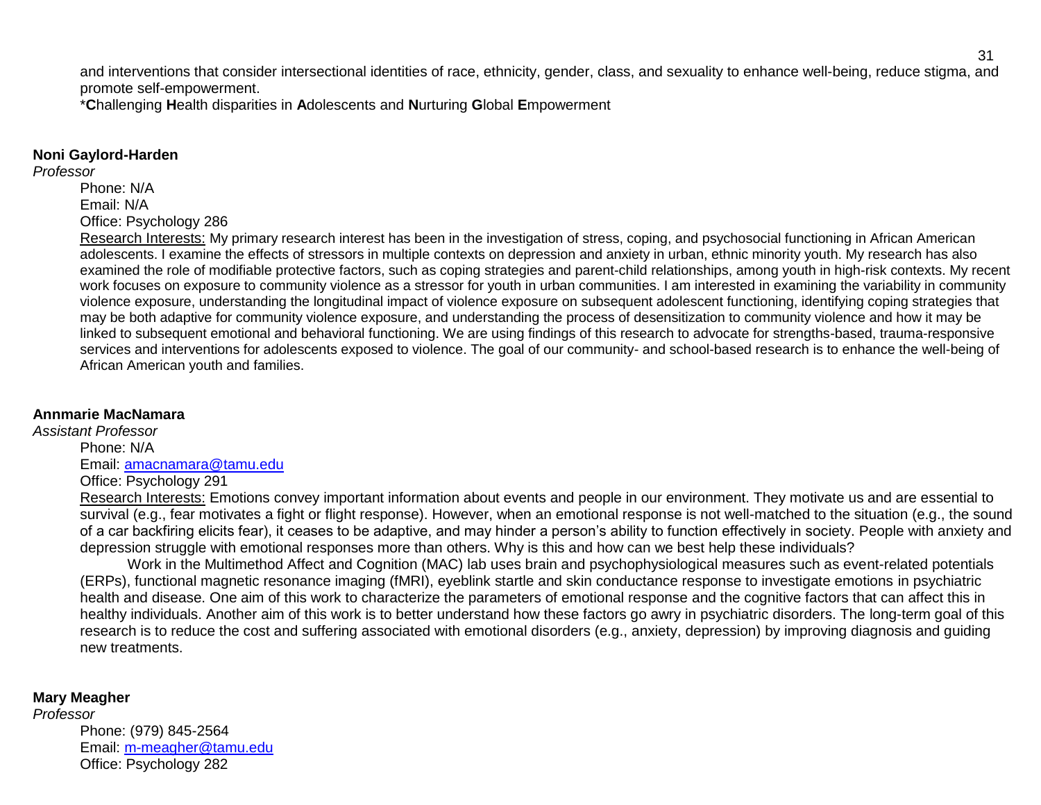and interventions that consider intersectional identities of race, ethnicity, gender, class, and sexuality to enhance well-being, reduce stigma, and promote self-empowerment.

*__C__hallenging __H__ealth disparities in __A__dolescents and __N__urturing __G__lobal __E__mpowerment

**Noni Gaylord-Harden**

*Professor*

Phone: N/A
Email: N/A
Office: Psychology 286

Research Interests: My primary research interest has been in the investigation of stress, coping, and psychosocial functioning in African American adolescents. I examine the effects of stressors in multiple contexts on depression and anxiety in urban, ethnic minority youth. My research has also examined the role of modifiable protective factors, such as coping strategies and parent-child relationships, among youth in high-risk contexts. My recent work focuses on exposure to community violence as a stressor for youth in urban communities. I am interested in examining the variability in community violence exposure, understanding the longitudinal impact of violence exposure on subsequent adolescent functioning, identifying coping strategies that may be both adaptive for community violence exposure, and understanding the process of desensitization to community violence and how it may be linked to subsequent emotional and behavioral functioning. We are using findings of this research to advocate for strengths-based, trauma-responsive services and interventions for adolescents exposed to violence. The goal of our community- and school-based research is to enhance the well-being of African American youth and families.

**Annmarie MacNamara**

*Assistant Professor*

Phone: N/A
Email: amacnamara@tamu.edu
Office: Psychology 291

Research Interests: Emotions convey important information about events and people in our environment. They motivate us and are essential to survival (e.g., fear motivates a fight or flight response). However, when an emotional response is not well-matched to the situation (e.g., the sound of a car backfiring elicits fear), it ceases to be adaptive, and may hinder a person's ability to function effectively in society. People with anxiety and depression struggle with emotional responses more than others. Why is this and how can we best help these individuals?

Work in the Multimethod Affect and Cognition (MAC) lab uses brain and psychophysiological measures such as event-related potentials (ERPs), functional magnetic resonance imaging (fMRI), eyeblink startle and skin conductance response to investigate emotions in psychiatric health and disease. One aim of this work to characterize the parameters of emotional response and the cognitive factors that can affect this in healthy individuals. Another aim of this work is to better understand how these factors go awry in psychiatric disorders. The long-term goal of this research is to reduce the cost and suffering associated with emotional disorders (e.g., anxiety, depression) by improving diagnosis and guiding new treatments.

**Mary Meagher**

*Professor*

Phone: (979) 845-2564
Email: m-meagher@tamu.edu
Office: Psychology 282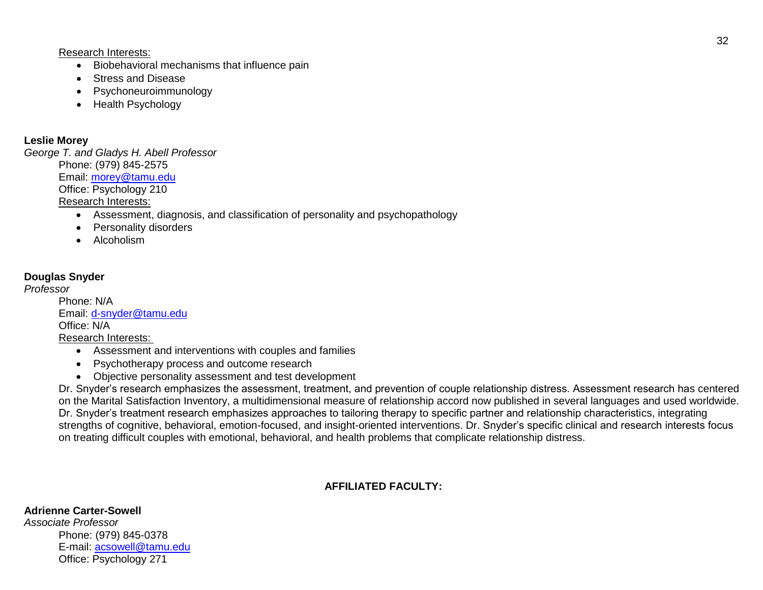Research Interests:

- Biobehavioral mechanisms that influence pain
- Stress and Disease
- Psychoneuroimmunology
- Health Psychology

**Leslie Morey**
*George T. and Gladys H. Abell Professor*

Phone: (979) 845-2575
Email: morey@tamu.edu
Office: Psychology 210
Research Interests:

- Assessment, diagnosis, and classification of personality and psychopathology
- Personality disorders
- Alcoholism

**Douglas Snyder**
*Professor*

Phone: N/A
Email: d-snyder@tamu.edu
Office: N/A
Research Interests:

- Assessment and interventions with couples and families
- Psychotherapy process and outcome research
- Objective personality assessment and test development

Dr. Snyder's research emphasizes the assessment, treatment, and prevention of couple relationship distress. Assessment research has centered on the Marital Satisfaction Inventory, a multidimensional measure of relationship accord now published in several languages and used worldwide. Dr. Snyder's treatment research emphasizes approaches to tailoring therapy to specific partner and relationship characteristics, integrating strengths of cognitive, behavioral, emotion-focused, and insight-oriented interventions. Dr. Snyder's specific clinical and research interests focus on treating difficult couples with emotional, behavioral, and health problems that complicate relationship distress.

## AFFILIATED FACULTY:

**Adrienne Carter-Sowell**
*Associate Professor*

Phone: (979) 845-0378
E-mail: acsowell@tamu.edu
Office: Psychology 271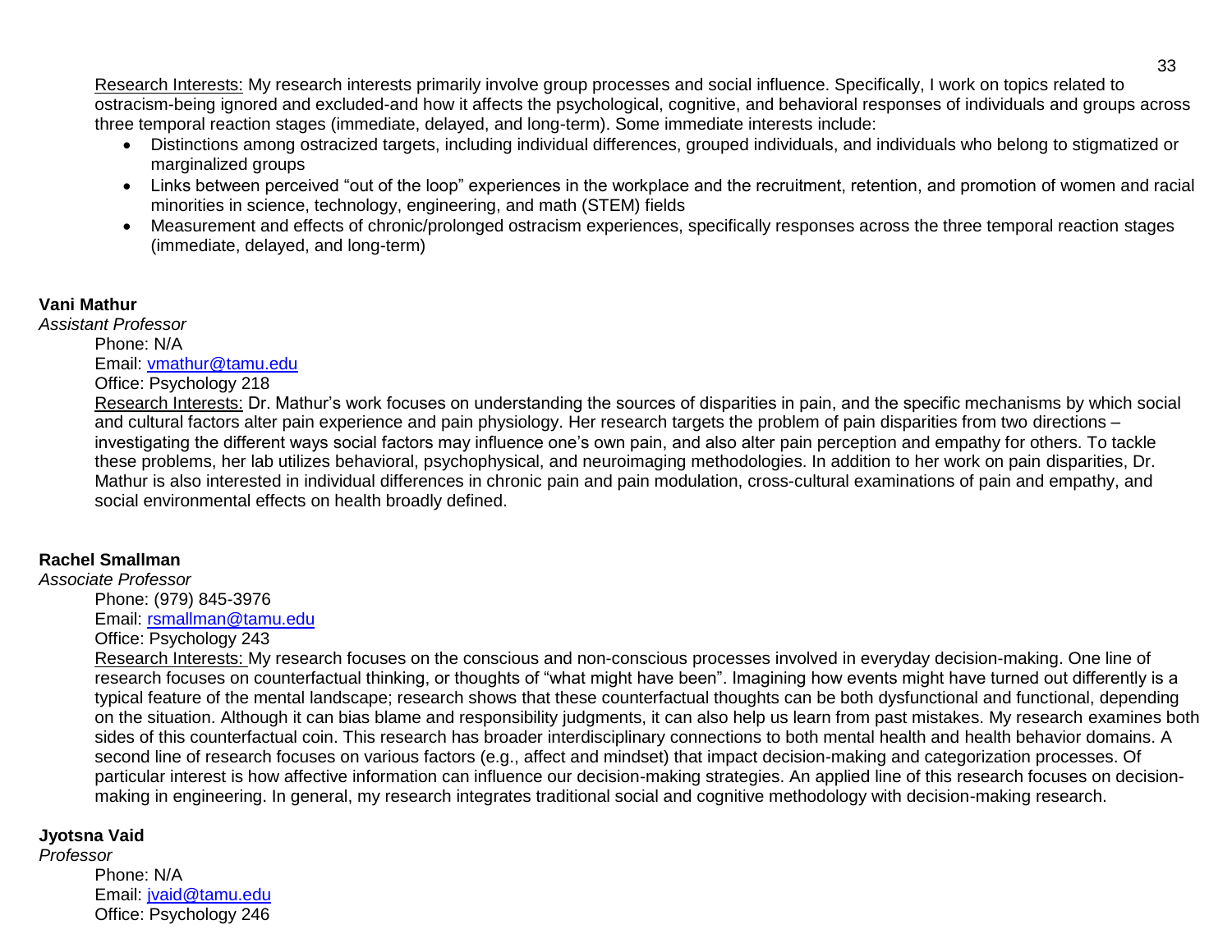Research Interests: My research interests primarily involve group processes and social influence. Specifically, I work on topics related to ostracism-being ignored and excluded-and how it affects the psychological, cognitive, and behavioral responses of individuals and groups across three temporal reaction stages (immediate, delayed, and long-term). Some immediate interests include:

- Distinctions among ostracized targets, including individual differences, grouped individuals, and individuals who belong to stigmatized or marginalized groups
- Links between perceived "out of the loop" experiences in the workplace and the recruitment, retention, and promotion of women and racial minorities in science, technology, engineering, and math (STEM) fields
- Measurement and effects of chronic/prolonged ostracism experiences, specifically responses across the three temporal reaction stages (immediate, delayed, and long-term)

**Vani Mathur**

*Assistant Professor*

Phone: N/A

Email: vmathur@tamu.edu

Office: Psychology 218

Research Interests: Dr. Mathur's work focuses on understanding the sources of disparities in pain, and the specific mechanisms by which social and cultural factors alter pain experience and pain physiology. Her research targets the problem of pain disparities from two directions – investigating the different ways social factors may influence one's own pain, and also alter pain perception and empathy for others. To tackle these problems, her lab utilizes behavioral, psychophysical, and neuroimaging methodologies. In addition to her work on pain disparities, Dr. Mathur is also interested in individual differences in chronic pain and pain modulation, cross-cultural examinations of pain and empathy, and social environmental effects on health broadly defined.

**Rachel Smallman**

*Associate Professor*

Phone: (979) 845-3976

Email: rsmallman@tamu.edu

Office: Psychology 243

Research Interests: My research focuses on the conscious and non-conscious processes involved in everyday decision-making. One line of research focuses on counterfactual thinking, or thoughts of "what might have been". Imagining how events might have turned out differently is a typical feature of the mental landscape; research shows that these counterfactual thoughts can be both dysfunctional and functional, depending on the situation. Although it can bias blame and responsibility judgments, it can also help us learn from past mistakes. My research examines both sides of this counterfactual coin. This research has broader interdisciplinary connections to both mental health and health behavior domains. A second line of research focuses on various factors (e.g., affect and mindset) that impact decision-making and categorization processes. Of particular interest is how affective information can influence our decision-making strategies. An applied line of this research focuses on decision-making in engineering. In general, my research integrates traditional social and cognitive methodology with decision-making research.

**Jyotsna Vaid**

*Professor*

Phone: N/A

Email: jvaid@tamu.edu

Office: Psychology 246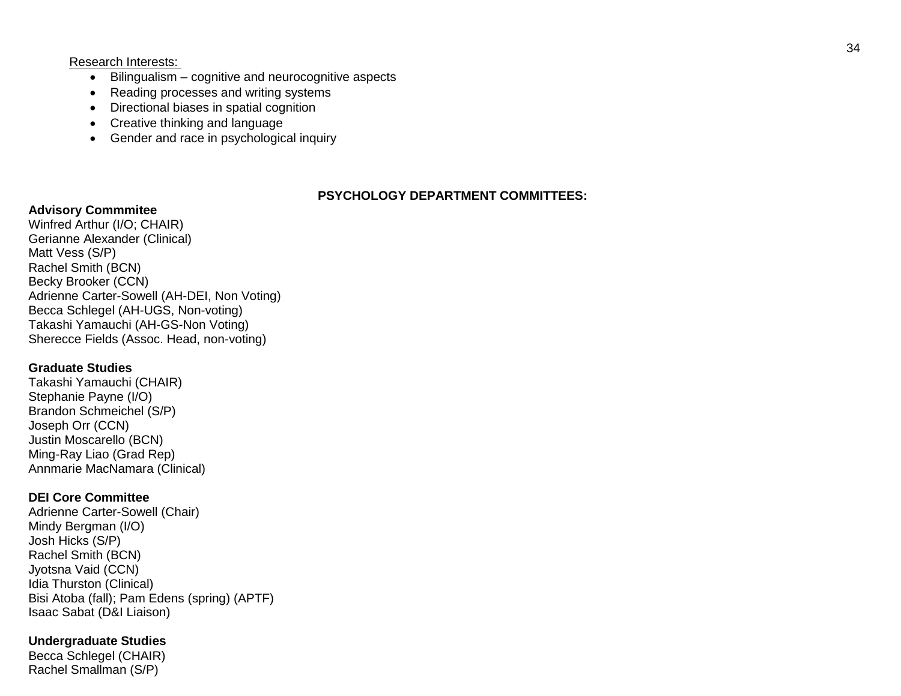Research Interests:

- Bilingualism – cognitive and neurocognitive aspects
- Reading processes and writing systems
- Directional biases in spatial cognition
- Creative thinking and language
- Gender and race in psychological inquiry

## PSYCHOLOGY DEPARTMENT COMMITTEES:

**Advisory Commmitee**
Winfred Arthur (I/O; CHAIR)
Gerianne Alexander (Clinical)
Matt Vess (S/P)
Rachel Smith (BCN)
Becky Brooker (CCN)
Adrienne Carter-Sowell (AH-DEI, Non Voting)
Becca Schlegel (AH-UGS, Non-voting)
Takashi Yamauchi (AH-GS-Non Voting)
Sherecce Fields (Assoc. Head, non-voting)

**Graduate Studies**
Takashi Yamauchi (CHAIR)
Stephanie Payne (I/O)
Brandon Schmeichel (S/P)
Joseph Orr (CCN)
Justin Moscarello (BCN)
Ming-Ray Liao (Grad Rep)
Annmarie MacNamara (Clinical)

**DEI Core Committee**
Adrienne Carter-Sowell (Chair)
Mindy Bergman (I/O)
Josh Hicks (S/P)
Rachel Smith (BCN)
Jyotsna Vaid (CCN)
Idia Thurston (Clinical)
Bisi Atoba (fall); Pam Edens (spring) (APTF)
Isaac Sabat (D&I Liaison)

**Undergraduate Studies**
Becca Schlegel (CHAIR)
Rachel Smallman (S/P)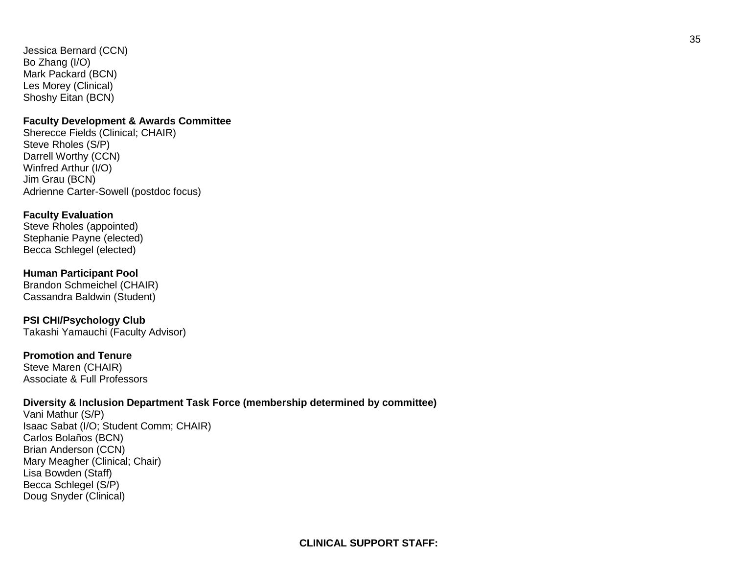Jessica Bernard (CCN)
Bo Zhang (I/O)
Mark Packard (BCN)
Les Morey (Clinical)
Shoshy Eitan (BCN)

**Faculty Development & Awards Committee**
Sherecce Fields (Clinical; CHAIR)
Steve Rholes (S/P)
Darrell Worthy (CCN)
Winfred Arthur (I/O)
Jim Grau (BCN)
Adrienne Carter-Sowell (postdoc focus)

**Faculty Evaluation**
Steve Rholes (appointed)
Stephanie Payne (elected)
Becca Schlegel (elected)

**Human Participant Pool**
Brandon Schmeichel (CHAIR)
Cassandra Baldwin (Student)

**PSI CHI/Psychology Club**
Takashi Yamauchi (Faculty Advisor)

**Promotion and Tenure**
Steve Maren (CHAIR)
Associate & Full Professors

**Diversity & Inclusion Department Task Force (membership determined by committee)**
Vani Mathur (S/P)
Isaac Sabat (I/O; Student Comm; CHAIR)
Carlos Bolaños (BCN)
Brian Anderson (CCN)
Mary Meagher (Clinical; Chair)
Lisa Bowden (Staff)
Becca Schlegel (S/P)
Doug Snyder (Clinical)

**CLINICAL SUPPORT STAFF:**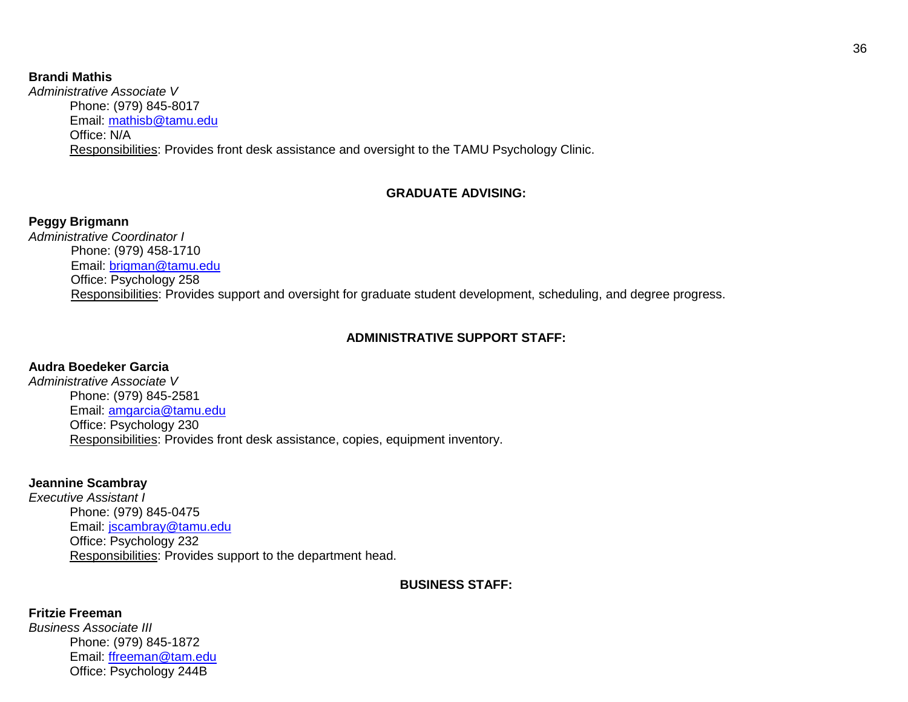**Brandi Mathis**
*Administrative Associate V*

Phone: (979) 845-8017
Email: mathisb@tamu.edu
Office: N/A
Responsibilities: Provides front desk assistance and oversight to the TAMU Psychology Clinic.

## GRADUATE ADVISING:

**Peggy Brigmann**
*Administrative Coordinator I*

Phone: (979) 458-1710
Email: brigman@tamu.edu
Office: Psychology 258
Responsibilities: Provides support and oversight for graduate student development, scheduling, and degree progress.

## ADMINISTRATIVE SUPPORT STAFF:

**Audra Boedeker Garcia**
*Administrative Associate V*

Phone: (979) 845-2581
Email: amgarcia@tamu.edu
Office: Psychology 230
Responsibilities: Provides front desk assistance, copies, equipment inventory.

**Jeannine Scambray**
*Executive Assistant I*

Phone: (979) 845-0475
Email: jscambray@tamu.edu
Office: Psychology 232
Responsibilities: Provides support to the department head.

## BUSINESS STAFF:

**Fritzie Freeman**
*Business Associate III*

Phone: (979) 845-1872
Email: ffreeman@tam.edu
Office: Psychology 244B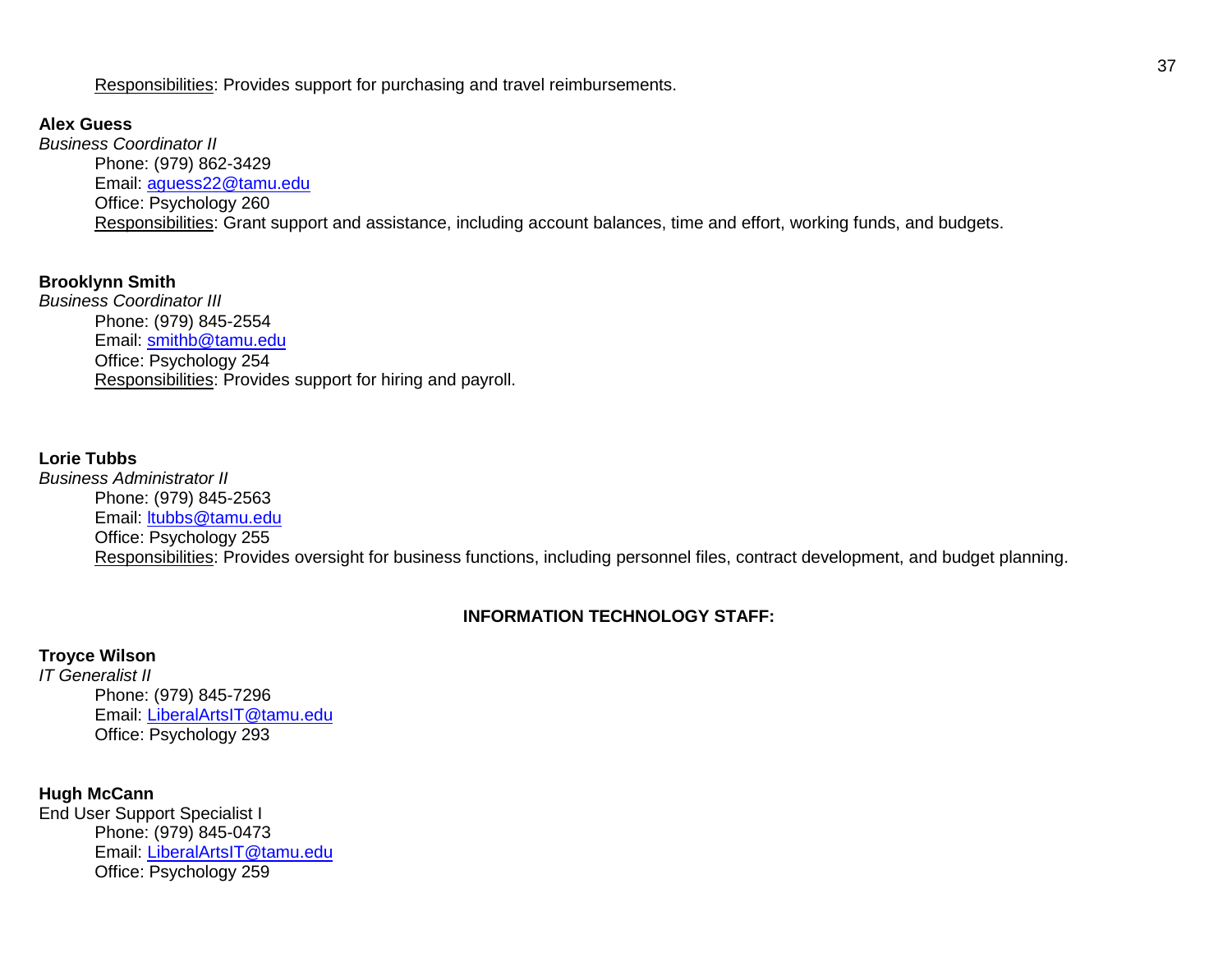Responsibilities: Provides support for purchasing and travel reimbursements.

**Alex Guess**
*Business Coordinator II*
Phone: (979) 862-3429
Email: aguess22@tamu.edu
Office: Psychology 260
Responsibilities: Grant support and assistance, including account balances, time and effort, working funds, and budgets.

**Brooklynn Smith**
*Business Coordinator III*
Phone: (979) 845-2554
Email: smithb@tamu.edu
Office: Psychology 254
Responsibilities: Provides support for hiring and payroll.

**Lorie Tubbs**
*Business Administrator II*
Phone: (979) 845-2563
Email: ltubbs@tamu.edu
Office: Psychology 255
Responsibilities: Provides oversight for business functions, including personnel files, contract development, and budget planning.

## INFORMATION TECHNOLOGY STAFF:

**Troyce Wilson**
*IT Generalist II*
Phone: (979) 845-7296
Email: LiberalArtsIT@tamu.edu
Office: Psychology 293

**Hugh McCann**
End User Support Specialist I
Phone: (979) 845-0473
Email: LiberalArtsIT@tamu.edu
Office: Psychology 259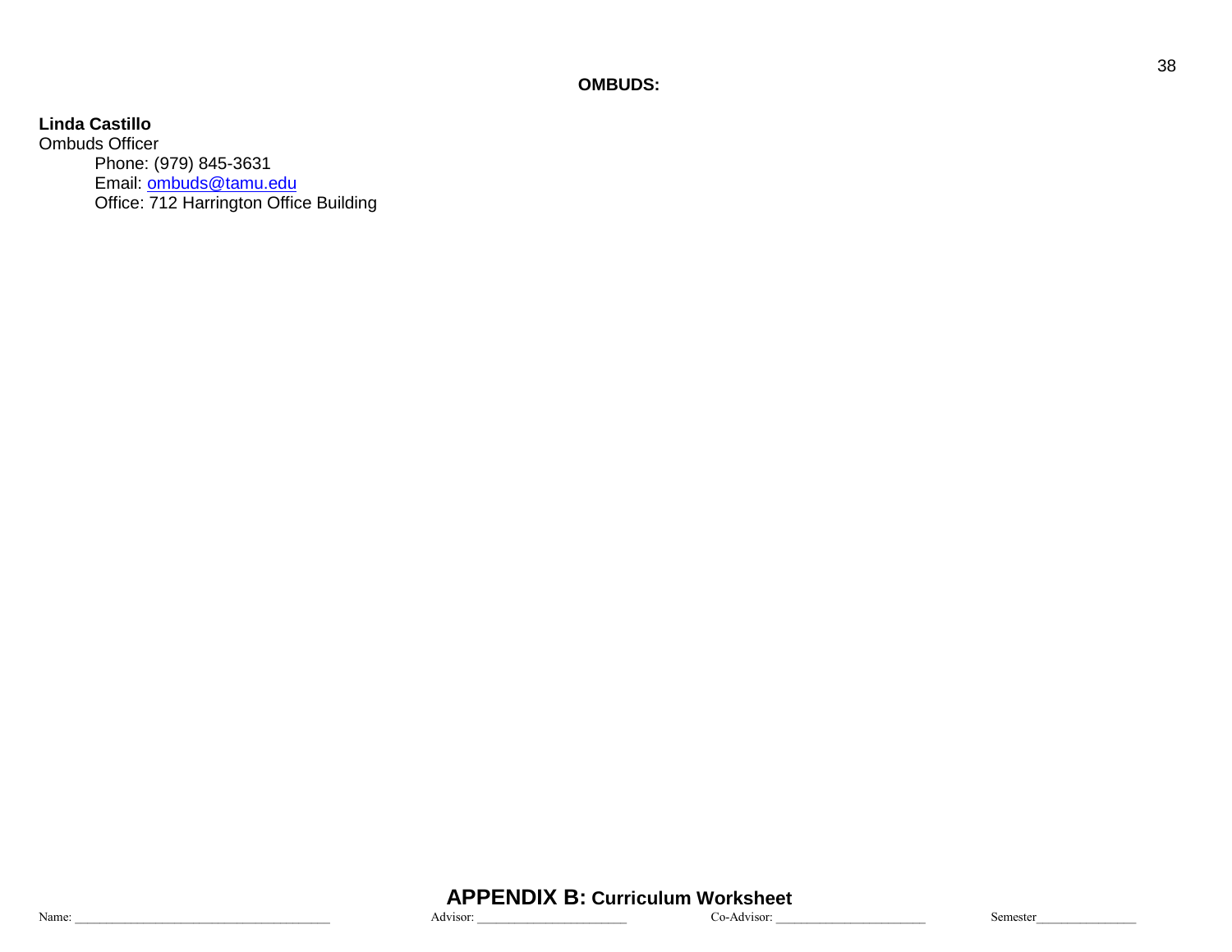**OMBUDS:**

**Linda Castillo**
Ombuds Officer
  Phone: (979) 845-3631
  Email: ombuds@tamu.edu
  Office: 712 Harrington Office Building

## APPENDIX B: Curriculum Worksheet

Name: ______________________________________ Advisor: ______________________ Co-Advisor: ______________________ Semester_______________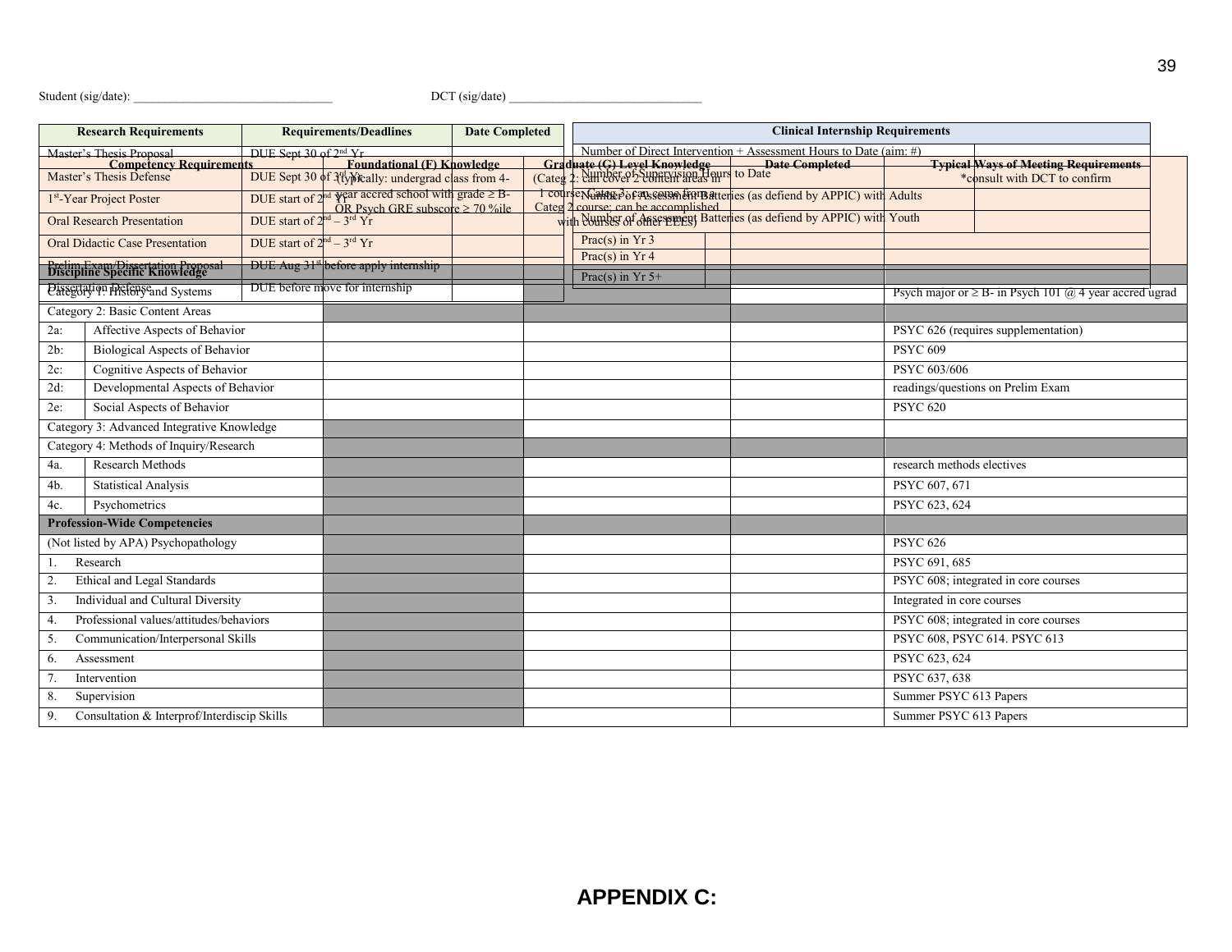Student (sig/date): ________________________________ DCT (sig/date) ______________________________

| Research Requirements | Requirements/Deadlines | Date Completed |
|---|---|---|
| Master's Thesis Proposal | DUE Sept 30 of 2nd Yr | |
| Master's Thesis Defense | DUE Sept 30 of 3rd Yr | |
| 1st-Year Project Poster | DUE start of 2nd Yr | |
| Oral Research Presentation | DUE start of 2nd – 3rd Yr | |
| Oral Didactic Case Presentation | DUE start of 2nd – 3rd Yr | |
| Prelim Exam/Dissertation Proposal | DUE Aug 31st before apply internship | |
| Dissertation Defense | DUE before move for internship | |

| Clinical Internship Requirements | |
|---|---|
| Number of Direct Intervention + Assessment Hours to Date (aim: #) | |
| Number of Supervision Hours to Date | |
| Number of Assessment Batteries (as defiend by APPIC) with Adults | |
| Number of Assessment Batteries (as defiend by APPIC) with Youth | |
| Prac(s) in Yr 3 | |
| Prac(s) in Yr 4 | |
| Prac(s) in Yr 5+ | |

| Competency Requirements | Foundational (F) Knowledge (typically: undergrad class from 4-year accred school with grade ≥ B- OR Psych GRE subscore ≥ 70 %ile) | Graduate (G) Level Knowledge (Categ 2: can cover 2 content areas in 1 course; Categ 3: can come from a Categ 2 course; can be accomplished with courses or other EEEs) | Date Completed | Typical Ways of Meeting Requirements *consult with DCT to confirm |
|---|---|---|---|---|
| **Discipline Specific Knowledge** | | | | |
| Category 1: History and Systems | | | | Psych major or ≥ B- in Psych 101 @ 4 year accred ugrad |
| Category 2: Basic Content Areas | | | | |
| 2a: Affective Aspects of Behavior | | | | PSYC 626 (requires supplementation) |
| 2b: Biological Aspects of Behavior | | | | PSYC 609 |
| 2c: Cognitive Aspects of Behavior | | | | PSYC 603/606 |
| 2d: Developmental Aspects of Behavior | | | | readings/questions on Prelim Exam |
| 2e: Social Aspects of Behavior | | | | PSYC 620 |
| Category 3: Advanced Integrative Knowledge | | | | |
| Category 4: Methods of Inquiry/Research | | | | |
| 4a. Research Methods | | | | research methods electives |
| 4b. Statistical Analysis | | | | PSYC 607, 671 |
| 4c. Psychometrics | | | | PSYC 623, 624 |
| **Profession-Wide Competencies** | | | | |
| (Not listed by APA) Psychopathology | | | | PSYC 626 |
| 1. Research | | | | PSYC 691, 685 |
| 2. Ethical and Legal Standards | | | | PSYC 608; integrated in core courses |
| 3. Individual and Cultural Diversity | | | | Integrated in core courses |
| 4. Professional values/attitudes/behaviors | | | | PSYC 608; integrated in core courses |
| 5. Communication/Interpersonal Skills | | | | PSYC 608, PSYC 614. PSYC 613 |
| 6. Assessment | | | | PSYC 623, 624 |
| 7. Intervention | | | | PSYC 637, 638 |
| 8. Supervision | | | | Summer PSYC 613 Papers |
| 9. Consultation & Interprof/Interdiscip Skills | | | | Summer PSYC 613 Papers |

# APPENDIX C: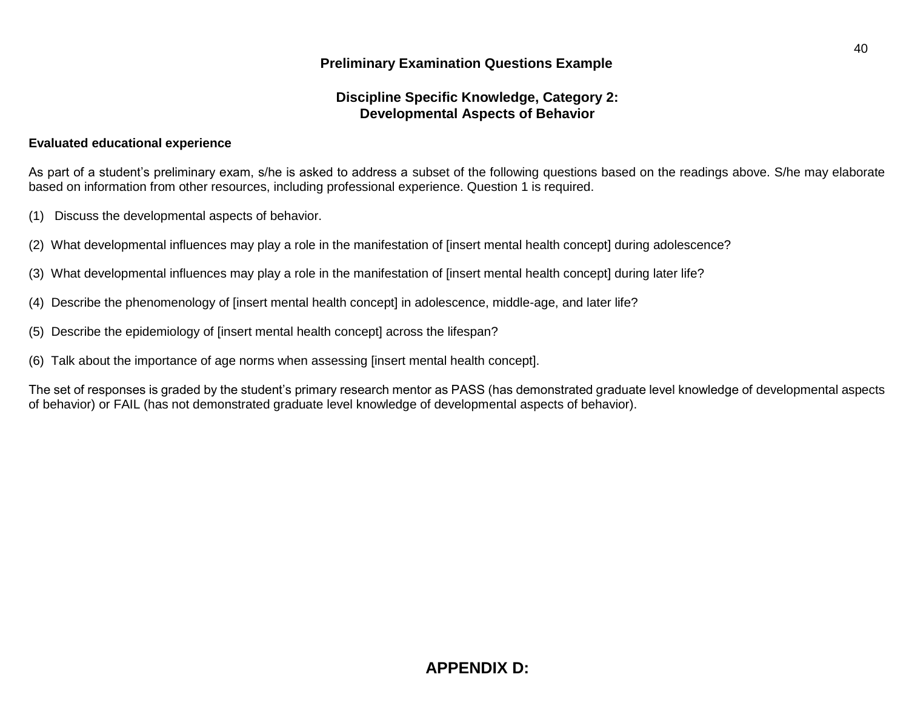## Preliminary Examination Questions Example

### Discipline Specific Knowledge, Category 2: Developmental Aspects of Behavior

**Evaluated educational experience**

As part of a student's preliminary exam, s/he is asked to address a subset of the following questions based on the readings above. S/he may elaborate based on information from other resources, including professional experience. Question 1 is required.

(1) Discuss the developmental aspects of behavior.

(2) What developmental influences may play a role in the manifestation of [insert mental health concept] during adolescence?

(3) What developmental influences may play a role in the manifestation of [insert mental health concept] during later life?

(4) Describe the phenomenology of [insert mental health concept] in adolescence, middle-age, and later life?

(5) Describe the epidemiology of [insert mental health concept] across the lifespan?

(6) Talk about the importance of age norms when assessing [insert mental health concept].

The set of responses is graded by the student's primary research mentor as PASS (has demonstrated graduate level knowledge of developmental aspects of behavior) or FAIL (has not demonstrated graduate level knowledge of developmental aspects of behavior).

## APPENDIX D: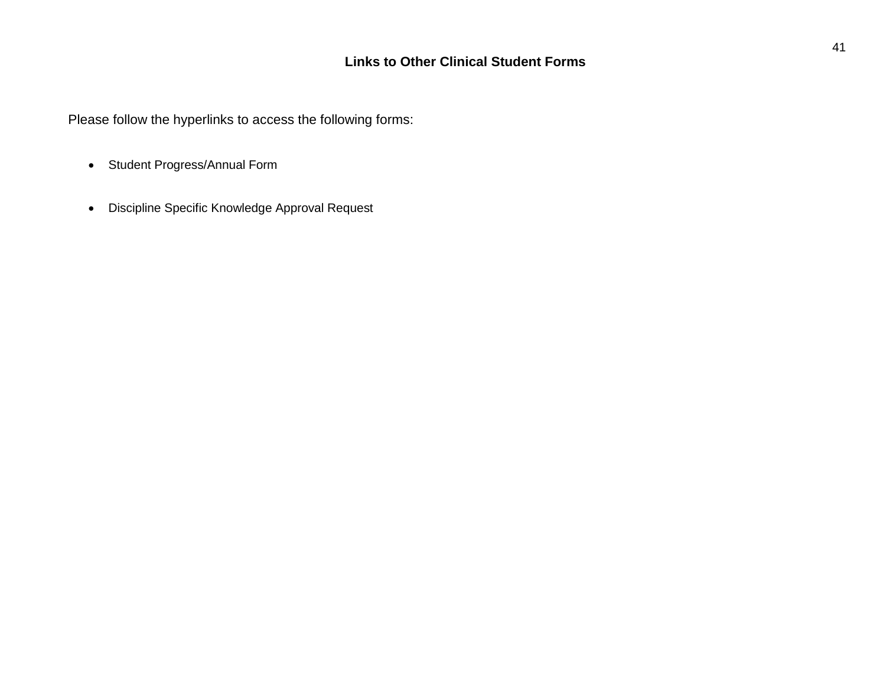## Links to Other Clinical Student Forms

Please follow the hyperlinks to access the following forms:

- Student Progress/Annual Form
- Discipline Specific Knowledge Approval Request